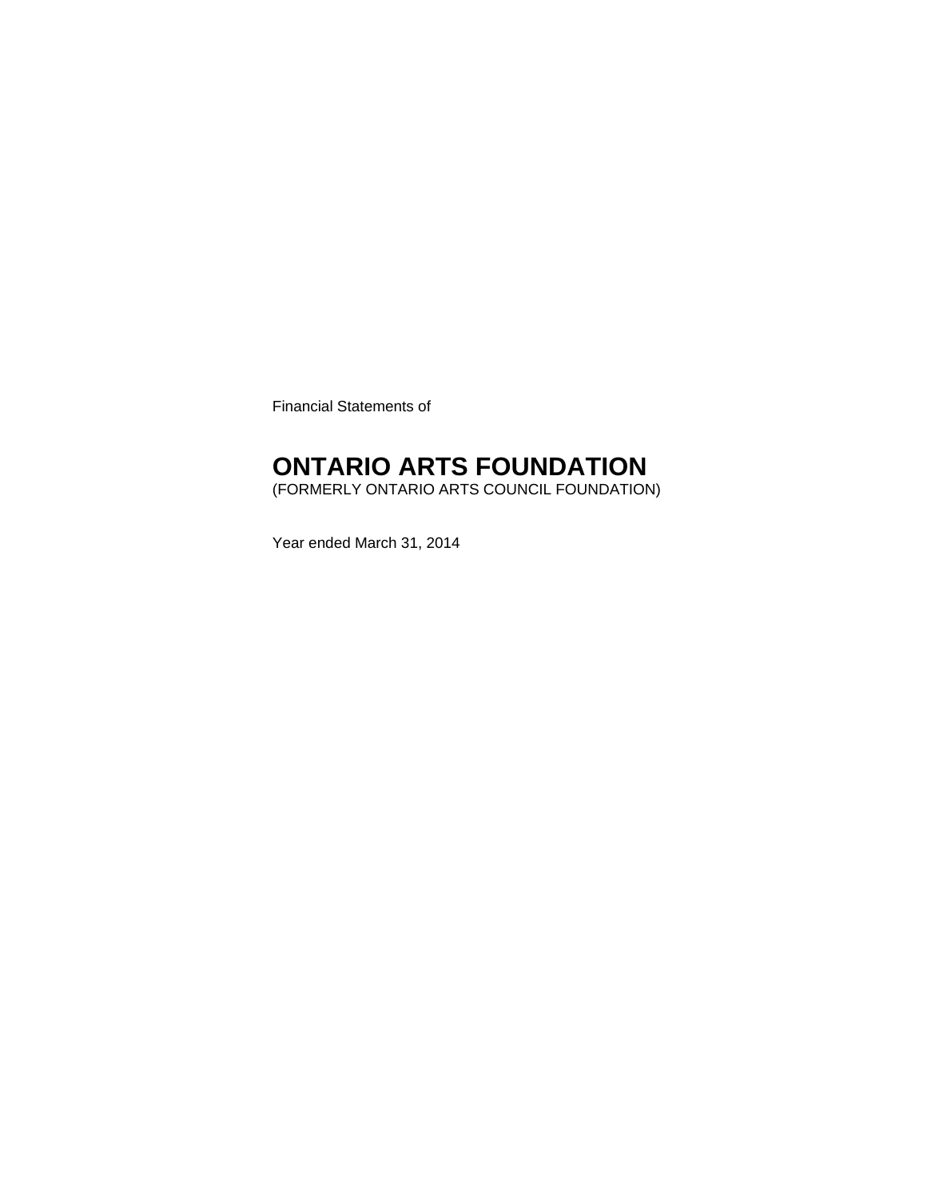Financial Statements of

# ONTARIO ARTS FOUNDATION

(FORMERLY ONTARIO ARTS COUNCIL FOUNDATION)

Year ended March 31, 2014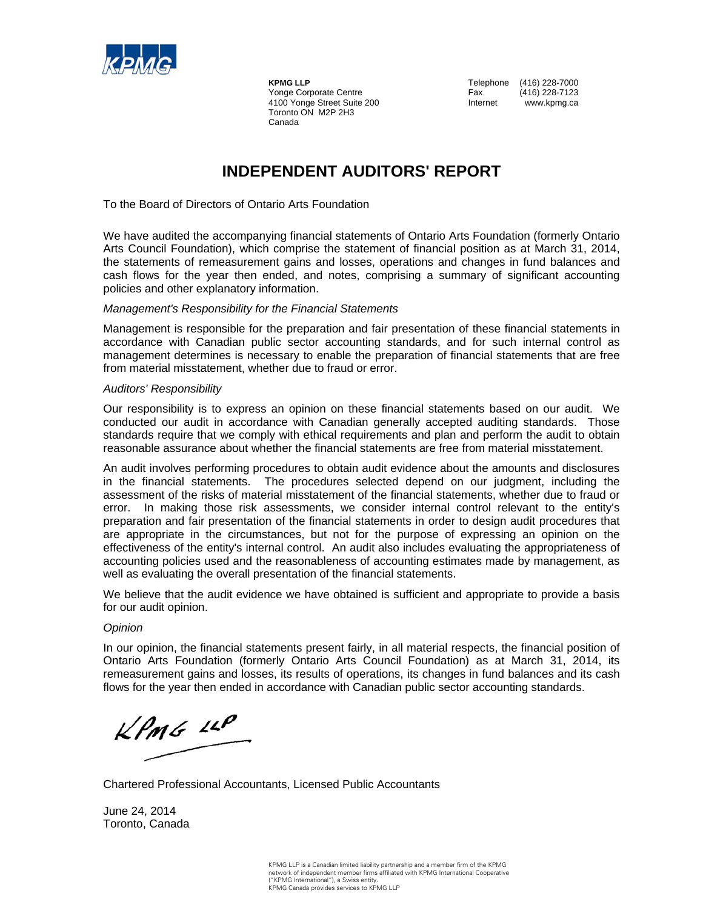KPMG LLP
Yonge Corporate Centre
4100 Yonge Street Suite 200
Toronto ON M2P 2H3
Canada

Telephone (416) 228-7000
Fax (416) 228-7123
Internet www.kpmg.ca

# INDEPENDENT AUDITORS' REPORT

To the Board of Directors of Ontario Arts Foundation

We have audited the accompanying financial statements of Ontario Arts Foundation (formerly Ontario Arts Council Foundation), which comprise the statement of financial position as at March 31, 2014, the statements of remeasurement gains and losses, operations and changes in fund balances and cash flows for the year then ended, and notes, comprising a summary of significant accounting policies and other explanatory information.

*Management's Responsibility for the Financial Statements*

Management is responsible for the preparation and fair presentation of these financial statements in accordance with Canadian public sector accounting standards, and for such internal control as management determines is necessary to enable the preparation of financial statements that are free from material misstatement, whether due to fraud or error.

*Auditors' Responsibility*

Our responsibility is to express an opinion on these financial statements based on our audit. We conducted our audit in accordance with Canadian generally accepted auditing standards. Those standards require that we comply with ethical requirements and plan and perform the audit to obtain reasonable assurance about whether the financial statements are free from material misstatement.

An audit involves performing procedures to obtain audit evidence about the amounts and disclosures in the financial statements. The procedures selected depend on our judgment, including the assessment of the risks of material misstatement of the financial statements, whether due to fraud or error. In making those risk assessments, we consider internal control relevant to the entity's preparation and fair presentation of the financial statements in order to design audit procedures that are appropriate in the circumstances, but not for the purpose of expressing an opinion on the effectiveness of the entity's internal control. An audit also includes evaluating the appropriateness of accounting policies used and the reasonableness of accounting estimates made by management, as well as evaluating the overall presentation of the financial statements.

We believe that the audit evidence we have obtained is sufficient and appropriate to provide a basis for our audit opinion.

*Opinion*

In our opinion, the financial statements present fairly, in all material respects, the financial position of Ontario Arts Foundation (formerly Ontario Arts Council Foundation) as at March 31, 2014, its remeasurement gains and losses, its results of operations, its changes in fund balances and its cash flows for the year then ended in accordance with Canadian public sector accounting standards.

KPMG LLP

Chartered Professional Accountants, Licensed Public Accountants

June 24, 2014
Toronto, Canada

KPMG LLP is a Canadian limited liability partnership and a member firm of the KPMG network of independent member firms affiliated with KPMG International Cooperative ("KPMG International"), a Swiss entity.
KPMG Canada provides services to KPMG LLP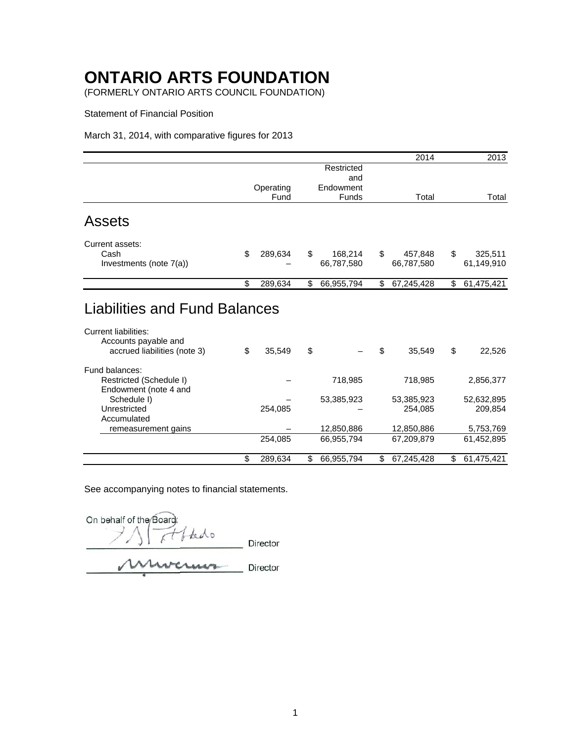# ONTARIO ARTS FOUNDATION

(FORMERLY ONTARIO ARTS COUNCIL FOUNDATION)

Statement of Financial Position

March 31, 2014, with comparative figures for 2013

| | Operating Fund | Restricted and Endowment Funds | 2014 Total | 2013 Total |
|---|---|---|---|---|
| **Assets** | | | | |
| Current assets: | | | | |
| Cash | $ 289,634 | $ 168,214 | $ 457,848 | $ 325,511 |
| Investments (note 7(a)) | – | 66,787,580 | 66,787,580 | 61,149,910 |
| | $ 289,634 | $ 66,955,794 | $ 67,245,428 | $ 61,475,421 |
| **Liabilities and Fund Balances** | | | | |
| Current liabilities: | | | | |
| Accounts payable and accrued liabilities (note 3) | $ 35,549 | $ – | $ 35,549 | $ 22,526 |
| Fund balances: | | | | |
| Restricted (Schedule I) | – | 718,985 | 718,985 | 2,856,377 |
| Endowment (note 4 and Schedule I) | – | 53,385,923 | 53,385,923 | 52,632,895 |
| Unrestricted | 254,085 | – | 254,085 | 209,854 |
| Accumulated remeasurement gains | – | 12,850,886 | 12,850,886 | 5,753,769 |
| | 254,085 | 66,955,794 | 67,209,879 | 61,452,895 |
| | $ 289,634 | $ 66,955,794 | $ 67,245,428 | $ 61,475,421 |

See accompanying notes to financial statements.

On behalf of the Board:

_________________________ Director

_________________________ Director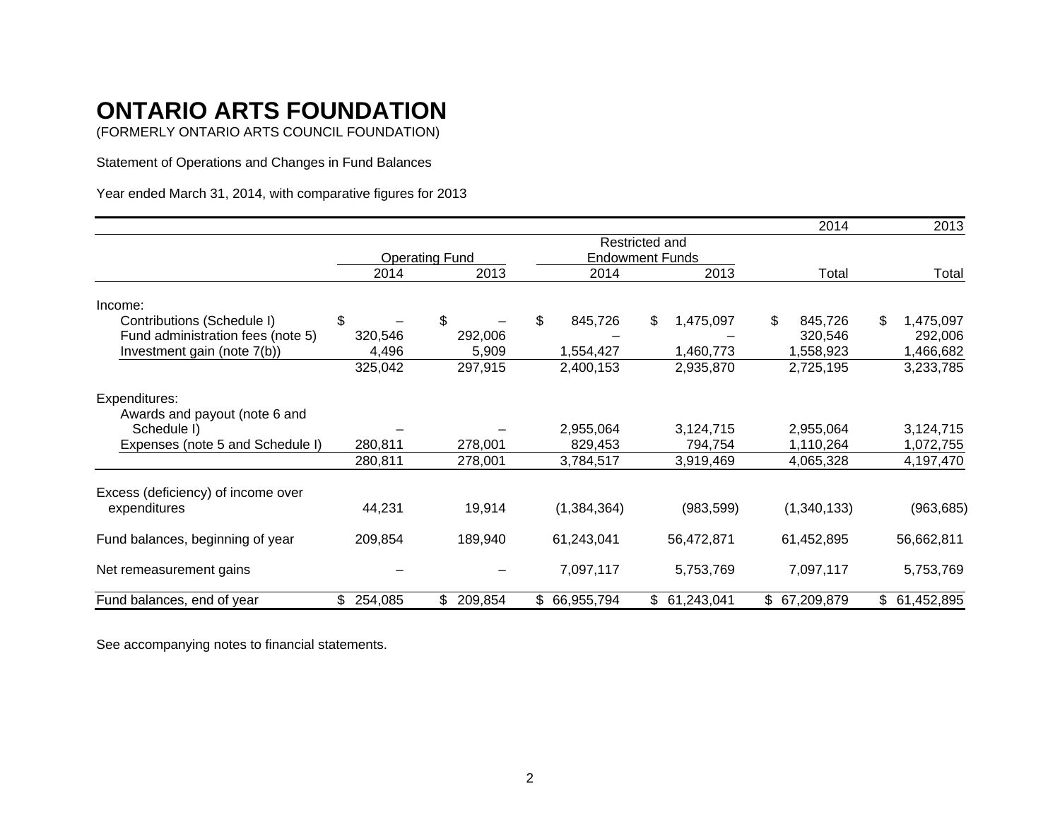# ONTARIO ARTS FOUNDATION

(FORMERLY ONTARIO ARTS COUNCIL FOUNDATION)

Statement of Operations and Changes in Fund Balances

Year ended March 31, 2014, with comparative figures for 2013

| | Operating Fund | | Restricted and Endowment Funds | | 2014 | 2013 |
|---|---|---|---|---|---|---|
| | 2014 | 2013 | 2014 | 2013 | Total | Total |
| Income: | | | | | | |
| Contributions (Schedule I) | $ – | $ – | $ 845,726 | $ 1,475,097 | $ 845,726 | $ 1,475,097 |
| Fund administration fees (note 5) | 320,546 | 292,006 | – | – | 320,546 | 292,006 |
| Investment gain (note 7(b)) | 4,496 | 5,909 | 1,554,427 | 1,460,773 | 1,558,923 | 1,466,682 |
| | 325,042 | 297,915 | 2,400,153 | 2,935,870 | 2,725,195 | 3,233,785 |
| Expenditures: | | | | | | |
| Awards and payout (note 6 and Schedule I) | – | – | 2,955,064 | 3,124,715 | 2,955,064 | 3,124,715 |
| Expenses (note 5 and Schedule I) | 280,811 | 278,001 | 829,453 | 794,754 | 1,110,264 | 1,072,755 |
| | 280,811 | 278,001 | 3,784,517 | 3,919,469 | 4,065,328 | 4,197,470 |
| Excess (deficiency) of income over expenditures | 44,231 | 19,914 | (1,384,364) | (983,599) | (1,340,133) | (963,685) |
| Fund balances, beginning of year | 209,854 | 189,940 | 61,243,041 | 56,472,871 | 61,452,895 | 56,662,811 |
| Net remeasurement gains | – | – | 7,097,117 | 5,753,769 | 7,097,117 | 5,753,769 |
| Fund balances, end of year | $ 254,085 | $ 209,854 | $ 66,955,794 | $ 61,243,041 | $ 67,209,879 | $ 61,452,895 |

See accompanying notes to financial statements.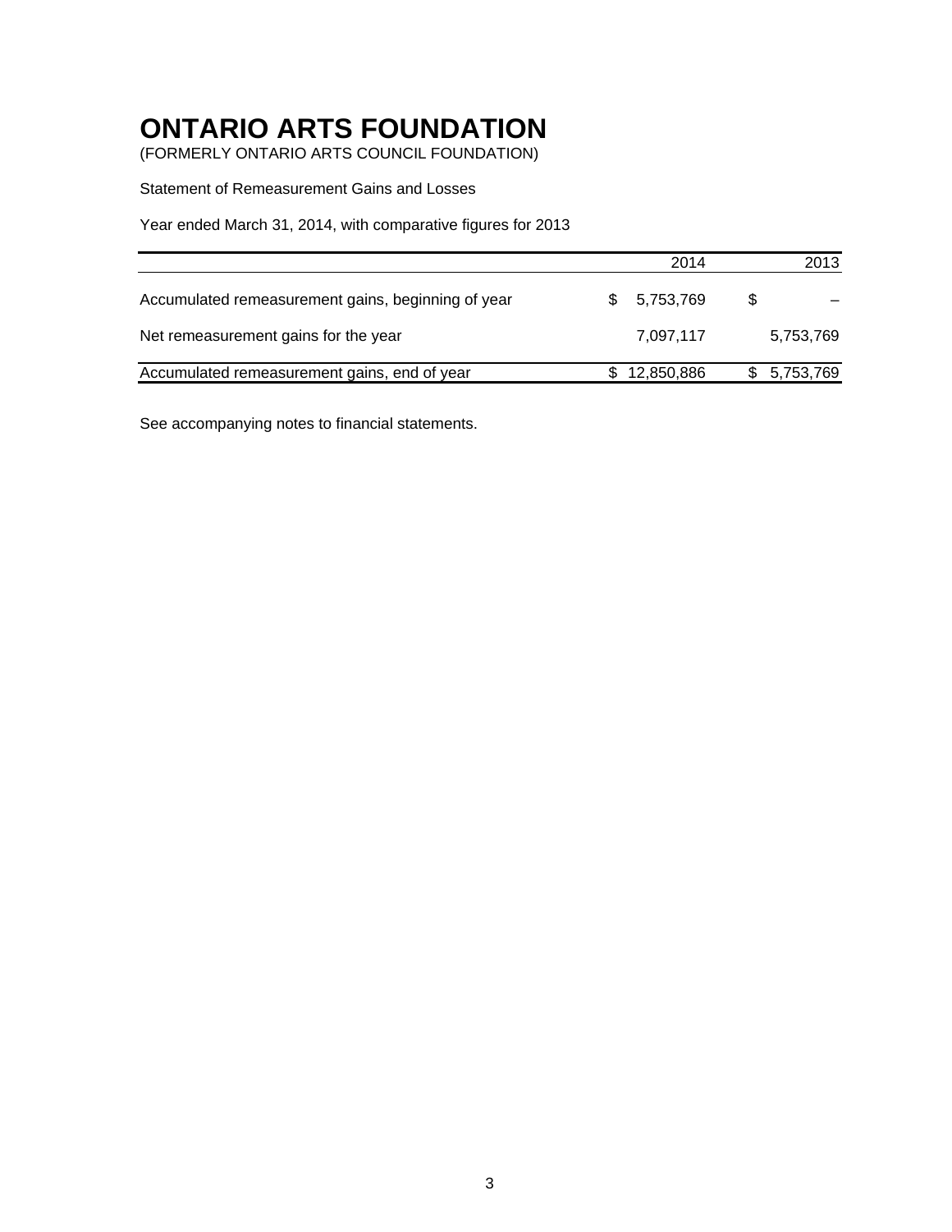# ONTARIO ARTS FOUNDATION

(FORMERLY ONTARIO ARTS COUNCIL FOUNDATION)

Statement of Remeasurement Gains and Losses

Year ended March 31, 2014, with comparative figures for 2013

| | 2014 | 2013 |
|---|---|---|
| Accumulated remeasurement gains, beginning of year | $ 5,753,769 | $ – |
| Net remeasurement gains for the year | 7,097,117 | 5,753,769 |
| Accumulated remeasurement gains, end of year | $ 12,850,886 | $ 5,753,769 |

See accompanying notes to financial statements.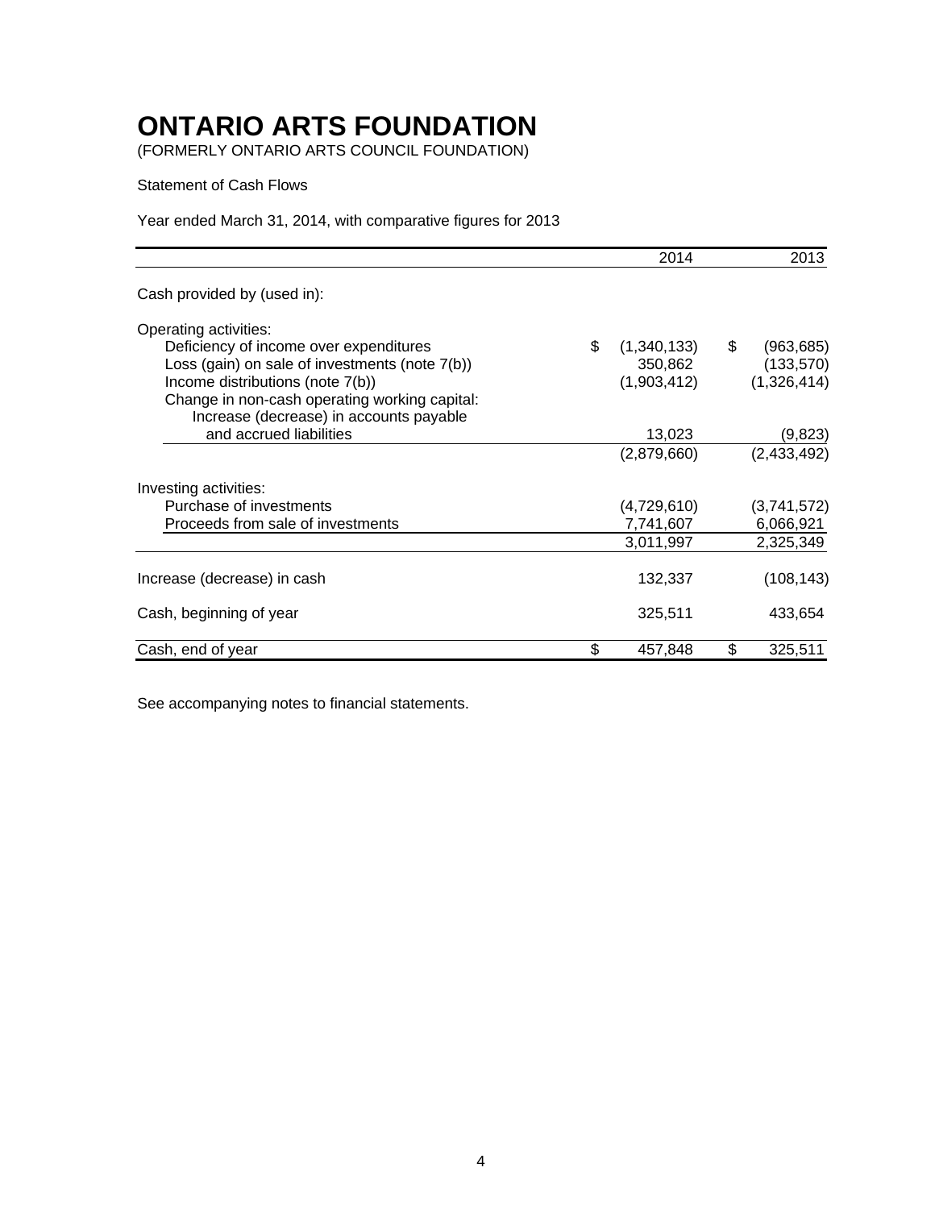# ONTARIO ARTS FOUNDATION

(FORMERLY ONTARIO ARTS COUNCIL FOUNDATION)

Statement of Cash Flows

Year ended March 31, 2014, with comparative figures for 2013

| | 2014 | 2013 |
|---|---|---|
| Cash provided by (used in): | | |
| Operating activities: | | |
| Deficiency of income over expenditures | $ (1,340,133) | $ (963,685) |
| Loss (gain) on sale of investments (note 7(b)) | 350,862 | (133,570) |
| Income distributions (note 7(b)) | (1,903,412) | (1,326,414) |
| Change in non-cash operating working capital: | | |
| Increase (decrease) in accounts payable and accrued liabilities | 13,023 | (9,823) |
| | (2,879,660) | (2,433,492) |
| Investing activities: | | |
| Purchase of investments | (4,729,610) | (3,741,572) |
| Proceeds from sale of investments | 7,741,607 | 6,066,921 |
| | 3,011,997 | 2,325,349 |
| Increase (decrease) in cash | 132,337 | (108,143) |
| Cash, beginning of year | 325,511 | 433,654 |
| Cash, end of year | $ 457,848 | $ 325,511 |

See accompanying notes to financial statements.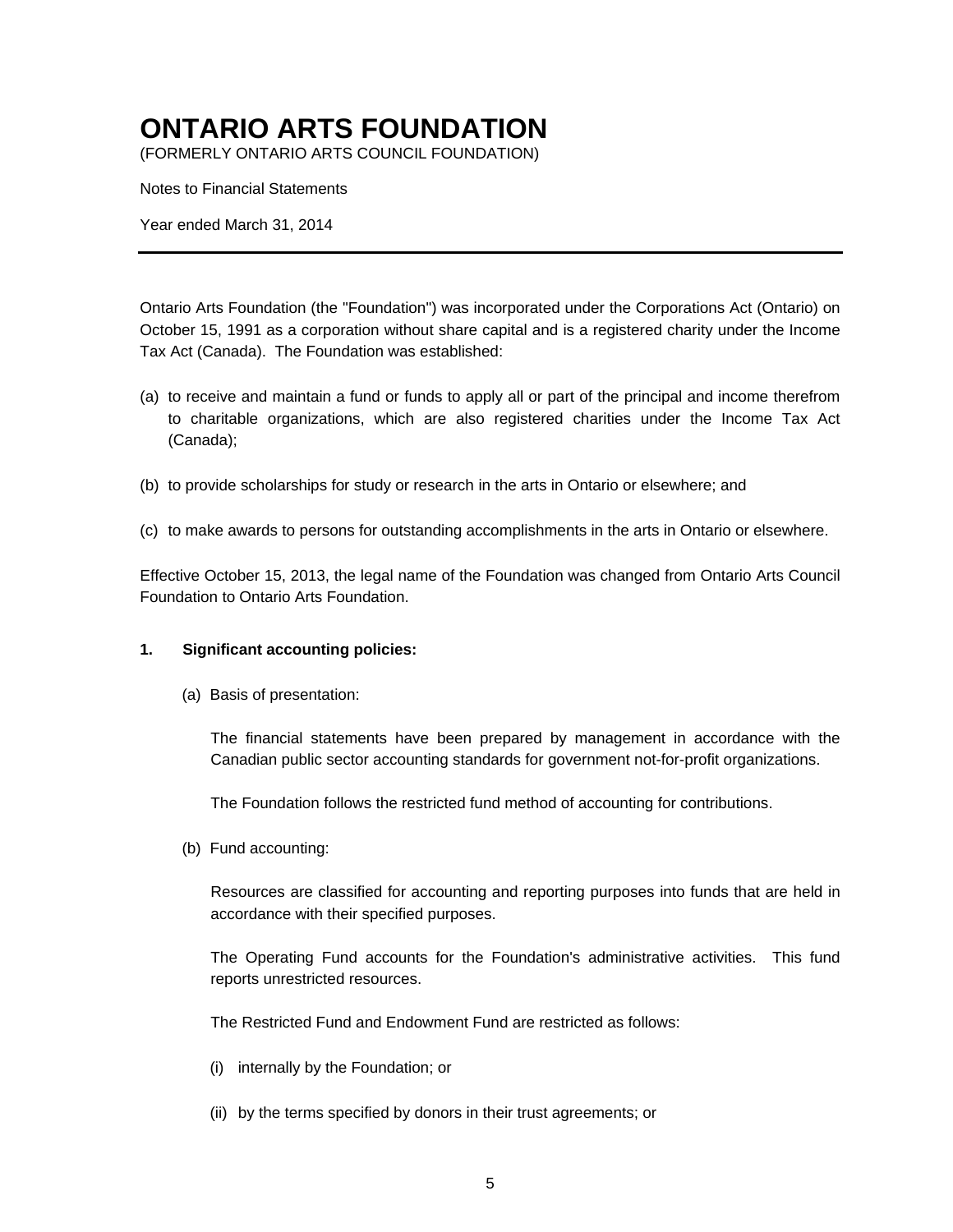# ONTARIO ARTS FOUNDATION

(FORMERLY ONTARIO ARTS COUNCIL FOUNDATION)

Notes to Financial Statements

Year ended March 31, 2014

---

Ontario Arts Foundation (the "Foundation") was incorporated under the Corporations Act (Ontario) on October 15, 1991 as a corporation without share capital and is a registered charity under the Income Tax Act (Canada). The Foundation was established:

(a) to receive and maintain a fund or funds to apply all or part of the principal and income therefrom to charitable organizations, which are also registered charities under the Income Tax Act (Canada);

(b) to provide scholarships for study or research in the arts in Ontario or elsewhere; and

(c) to make awards to persons for outstanding accomplishments in the arts in Ontario or elsewhere.

Effective October 15, 2013, the legal name of the Foundation was changed from Ontario Arts Council Foundation to Ontario Arts Foundation.

**1. Significant accounting policies:**

(a) Basis of presentation:

The financial statements have been prepared by management in accordance with the Canadian public sector accounting standards for government not-for-profit organizations.

The Foundation follows the restricted fund method of accounting for contributions.

(b) Fund accounting:

Resources are classified for accounting and reporting purposes into funds that are held in accordance with their specified purposes.

The Operating Fund accounts for the Foundation's administrative activities. This fund reports unrestricted resources.

The Restricted Fund and Endowment Fund are restricted as follows:

(i) internally by the Foundation; or

(ii) by the terms specified by donors in their trust agreements; or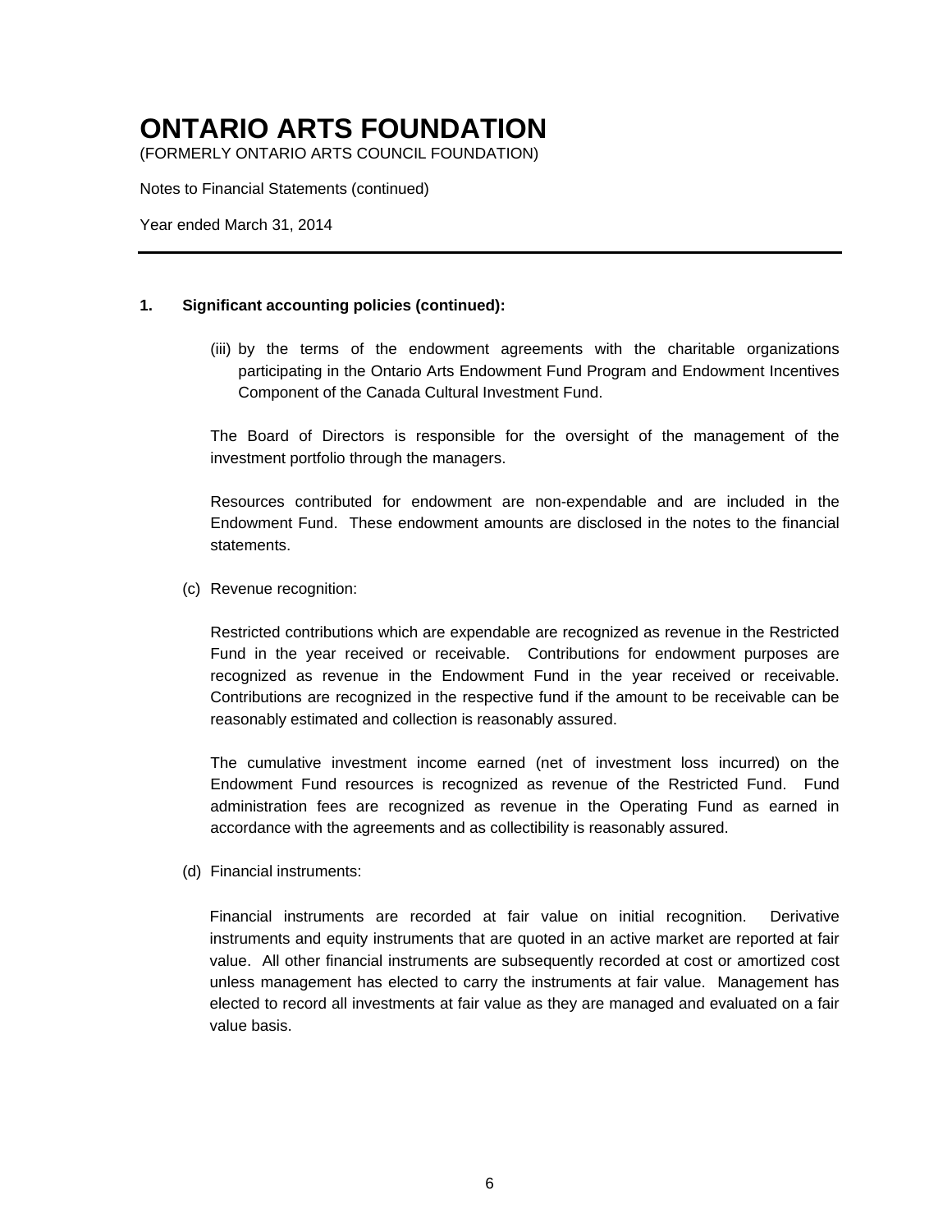# ONTARIO ARTS FOUNDATION

(FORMERLY ONTARIO ARTS COUNCIL FOUNDATION)

Notes to Financial Statements (continued)

Year ended March 31, 2014

---

**1. Significant accounting policies (continued):**

(iii) by the terms of the endowment agreements with the charitable organizations participating in the Ontario Arts Endowment Fund Program and Endowment Incentives Component of the Canada Cultural Investment Fund.

The Board of Directors is responsible for the oversight of the management of the investment portfolio through the managers.

Resources contributed for endowment are non-expendable and are included in the Endowment Fund. These endowment amounts are disclosed in the notes to the financial statements.

(c) Revenue recognition:

Restricted contributions which are expendable are recognized as revenue in the Restricted Fund in the year received or receivable. Contributions for endowment purposes are recognized as revenue in the Endowment Fund in the year received or receivable. Contributions are recognized in the respective fund if the amount to be receivable can be reasonably estimated and collection is reasonably assured.

The cumulative investment income earned (net of investment loss incurred) on the Endowment Fund resources is recognized as revenue of the Restricted Fund. Fund administration fees are recognized as revenue in the Operating Fund as earned in accordance with the agreements and as collectibility is reasonably assured.

(d) Financial instruments:

Financial instruments are recorded at fair value on initial recognition. Derivative instruments and equity instruments that are quoted in an active market are reported at fair value. All other financial instruments are subsequently recorded at cost or amortized cost unless management has elected to carry the instruments at fair value. Management has elected to record all investments at fair value as they are managed and evaluated on a fair value basis.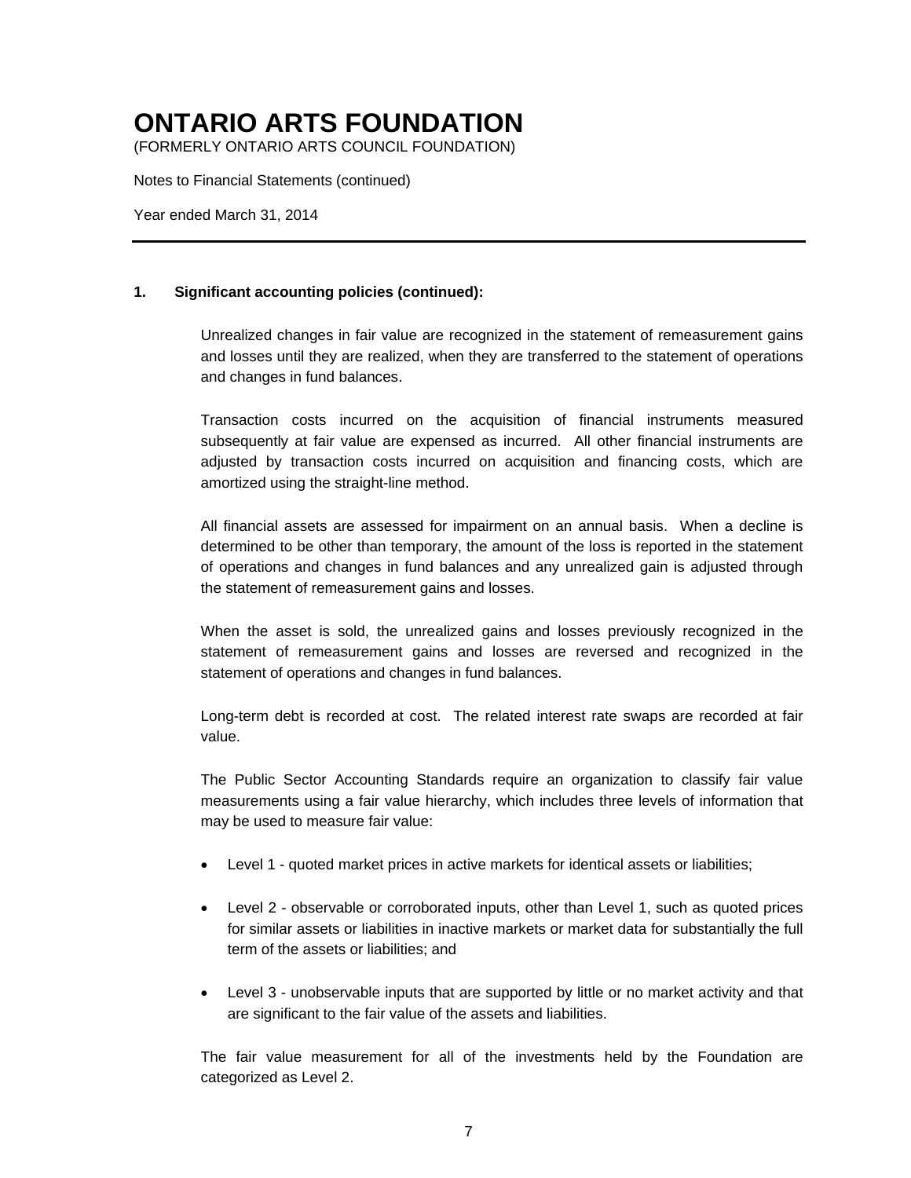# ONTARIO ARTS FOUNDATION

(FORMERLY ONTARIO ARTS COUNCIL FOUNDATION)

Notes to Financial Statements (continued)

Year ended March 31, 2014

---

**1. Significant accounting policies (continued):**

Unrealized changes in fair value are recognized in the statement of remeasurement gains and losses until they are realized, when they are transferred to the statement of operations and changes in fund balances.

Transaction costs incurred on the acquisition of financial instruments measured subsequently at fair value are expensed as incurred. All other financial instruments are adjusted by transaction costs incurred on acquisition and financing costs, which are amortized using the straight-line method.

All financial assets are assessed for impairment on an annual basis. When a decline is determined to be other than temporary, the amount of the loss is reported in the statement of operations and changes in fund balances and any unrealized gain is adjusted through the statement of remeasurement gains and losses.

When the asset is sold, the unrealized gains and losses previously recognized in the statement of remeasurement gains and losses are reversed and recognized in the statement of operations and changes in fund balances.

Long-term debt is recorded at cost. The related interest rate swaps are recorded at fair value.

The Public Sector Accounting Standards require an organization to classify fair value measurements using a fair value hierarchy, which includes three levels of information that may be used to measure fair value:

- Level 1 - quoted market prices in active markets for identical assets or liabilities;
- Level 2 - observable or corroborated inputs, other than Level 1, such as quoted prices for similar assets or liabilities in inactive markets or market data for substantially the full term of the assets or liabilities; and
- Level 3 - unobservable inputs that are supported by little or no market activity and that are significant to the fair value of the assets and liabilities.

The fair value measurement for all of the investments held by the Foundation are categorized as Level 2.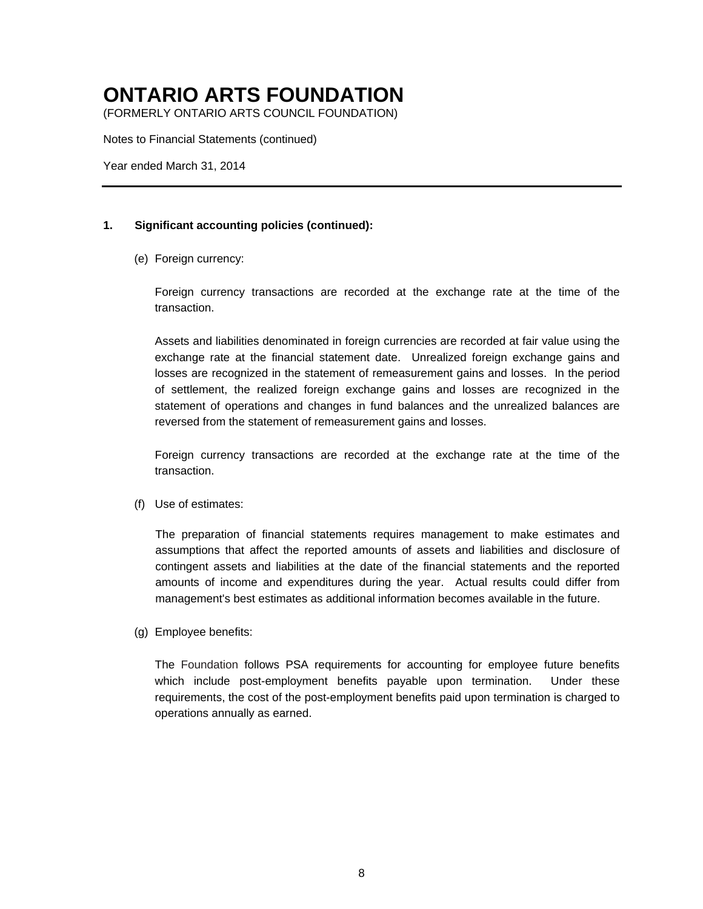# ONTARIO ARTS FOUNDATION

(FORMERLY ONTARIO ARTS COUNCIL FOUNDATION)

Notes to Financial Statements (continued)

Year ended March 31, 2014

---

**1. Significant accounting policies (continued):**

(e) Foreign currency:

Foreign currency transactions are recorded at the exchange rate at the time of the transaction.

Assets and liabilities denominated in foreign currencies are recorded at fair value using the exchange rate at the financial statement date. Unrealized foreign exchange gains and losses are recognized in the statement of remeasurement gains and losses. In the period of settlement, the realized foreign exchange gains and losses are recognized in the statement of operations and changes in fund balances and the unrealized balances are reversed from the statement of remeasurement gains and losses.

Foreign currency transactions are recorded at the exchange rate at the time of the transaction.

(f) Use of estimates:

The preparation of financial statements requires management to make estimates and assumptions that affect the reported amounts of assets and liabilities and disclosure of contingent assets and liabilities at the date of the financial statements and the reported amounts of income and expenditures during the year. Actual results could differ from management's best estimates as additional information becomes available in the future.

(g) Employee benefits:

The Foundation follows PSA requirements for accounting for employee future benefits which include post-employment benefits payable upon termination. Under these requirements, the cost of the post-employment benefits paid upon termination is charged to operations annually as earned.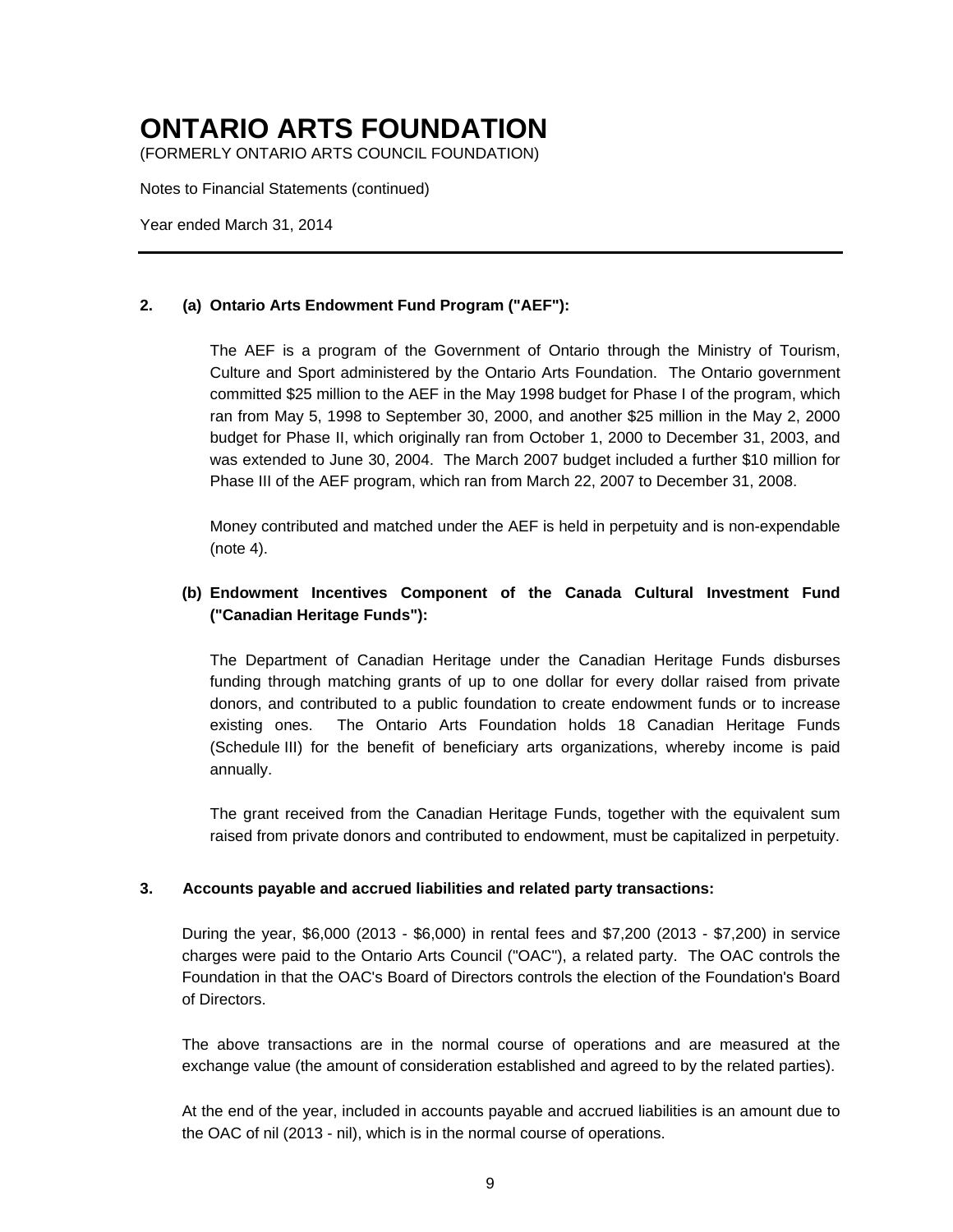# ONTARIO ARTS FOUNDATION

(FORMERLY ONTARIO ARTS COUNCIL FOUNDATION)

Notes to Financial Statements (continued)

Year ended March 31, 2014

**2. (a) Ontario Arts Endowment Fund Program ("AEF"):**

The AEF is a program of the Government of Ontario through the Ministry of Tourism, Culture and Sport administered by the Ontario Arts Foundation. The Ontario government committed $25 million to the AEF in the May 1998 budget for Phase I of the program, which ran from May 5, 1998 to September 30, 2000, and another $25 million in the May 2, 2000 budget for Phase II, which originally ran from October 1, 2000 to December 31, 2003, and was extended to June 30, 2004. The March 2007 budget included a further $10 million for Phase III of the AEF program, which ran from March 22, 2007 to December 31, 2008.

Money contributed and matched under the AEF is held in perpetuity and is non-expendable (note 4).

**(b) Endowment Incentives Component of the Canada Cultural Investment Fund ("Canadian Heritage Funds"):**

The Department of Canadian Heritage under the Canadian Heritage Funds disburses funding through matching grants of up to one dollar for every dollar raised from private donors, and contributed to a public foundation to create endowment funds or to increase existing ones. The Ontario Arts Foundation holds 18 Canadian Heritage Funds (Schedule III) for the benefit of beneficiary arts organizations, whereby income is paid annually.

The grant received from the Canadian Heritage Funds, together with the equivalent sum raised from private donors and contributed to endowment, must be capitalized in perpetuity.

**3. Accounts payable and accrued liabilities and related party transactions:**

During the year, $6,000 (2013 - $6,000) in rental fees and $7,200 (2013 - $7,200) in service charges were paid to the Ontario Arts Council ("OAC"), a related party. The OAC controls the Foundation in that the OAC's Board of Directors controls the election of the Foundation's Board of Directors.

The above transactions are in the normal course of operations and are measured at the exchange value (the amount of consideration established and agreed to by the related parties).

At the end of the year, included in accounts payable and accrued liabilities is an amount due to the OAC of nil (2013 - nil), which is in the normal course of operations.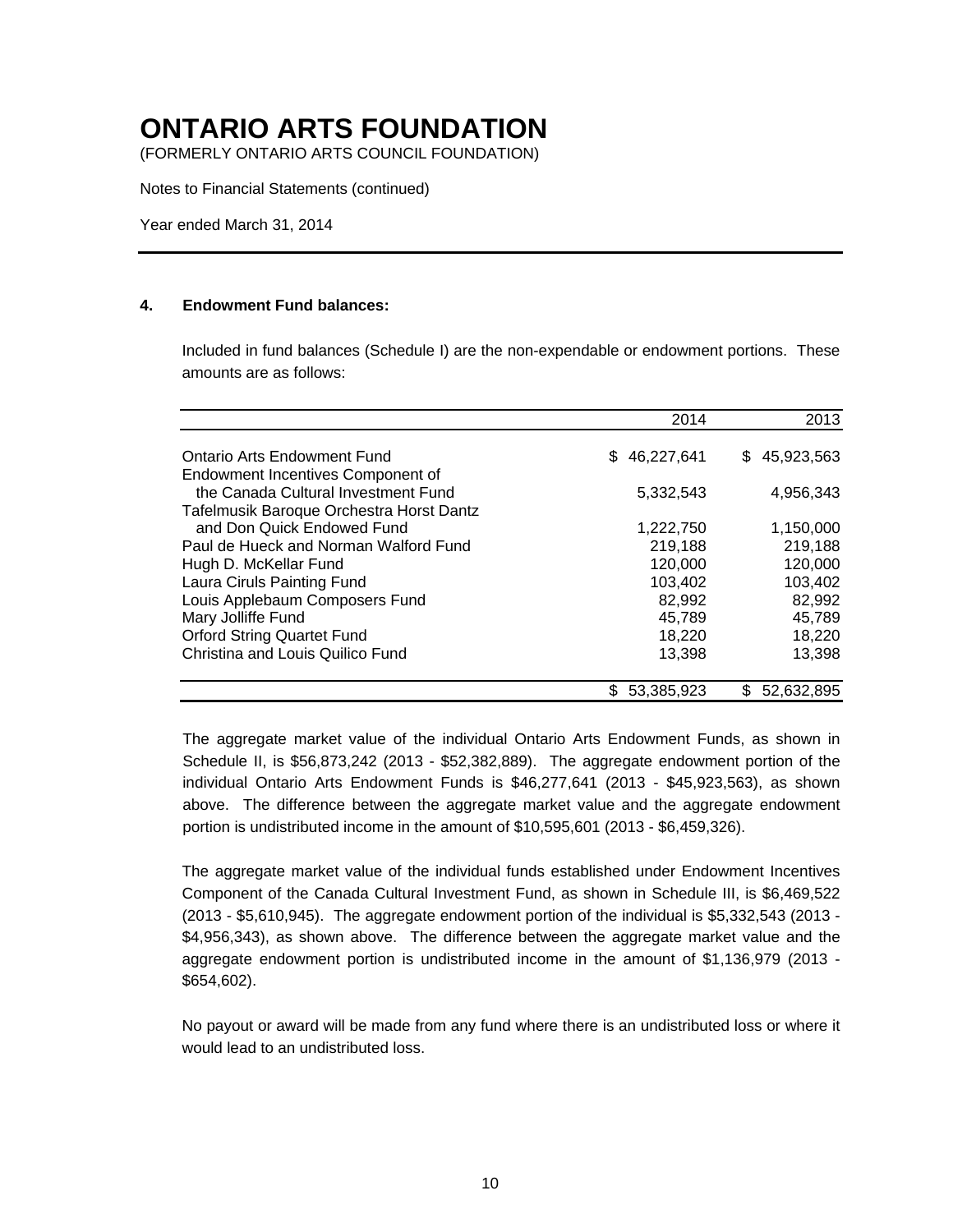# ONTARIO ARTS FOUNDATION

(FORMERLY ONTARIO ARTS COUNCIL FOUNDATION)

Notes to Financial Statements (continued)

Year ended March 31, 2014

**4. Endowment Fund balances:**

Included in fund balances (Schedule I) are the non-expendable or endowment portions. These amounts are as follows:

| | 2014 | 2013 |
|---|---|---|
| Ontario Arts Endowment Fund | $ 46,227,641 | $ 45,923,563 |
| Endowment Incentives Component of the Canada Cultural Investment Fund | 5,332,543 | 4,956,343 |
| Tafelmusik Baroque Orchestra Horst Dantz and Don Quick Endowed Fund | 1,222,750 | 1,150,000 |
| Paul de Hueck and Norman Walford Fund | 219,188 | 219,188 |
| Hugh D. McKellar Fund | 120,000 | 120,000 |
| Laura Ciruls Painting Fund | 103,402 | 103,402 |
| Louis Applebaum Composers Fund | 82,992 | 82,992 |
| Mary Jolliffe Fund | 45,789 | 45,789 |
| Orford String Quartet Fund | 18,220 | 18,220 |
| Christina and Louis Quilico Fund | 13,398 | 13,398 |
| | $ 53,385,923 | $ 52,632,895 |

The aggregate market value of the individual Ontario Arts Endowment Funds, as shown in Schedule II, is $56,873,242 (2013 - $52,382,889). The aggregate endowment portion of the individual Ontario Arts Endowment Funds is $46,277,641 (2013 - $45,923,563), as shown above. The difference between the aggregate market value and the aggregate endowment portion is undistributed income in the amount of $10,595,601 (2013 - $6,459,326).

The aggregate market value of the individual funds established under Endowment Incentives Component of the Canada Cultural Investment Fund, as shown in Schedule III, is $6,469,522 (2013 - $5,610,945). The aggregate endowment portion of the individual is $5,332,543 (2013 - $4,956,343), as shown above. The difference between the aggregate market value and the aggregate endowment portion is undistributed income in the amount of $1,136,979 (2013 - $654,602).

No payout or award will be made from any fund where there is an undistributed loss or where it would lead to an undistributed loss.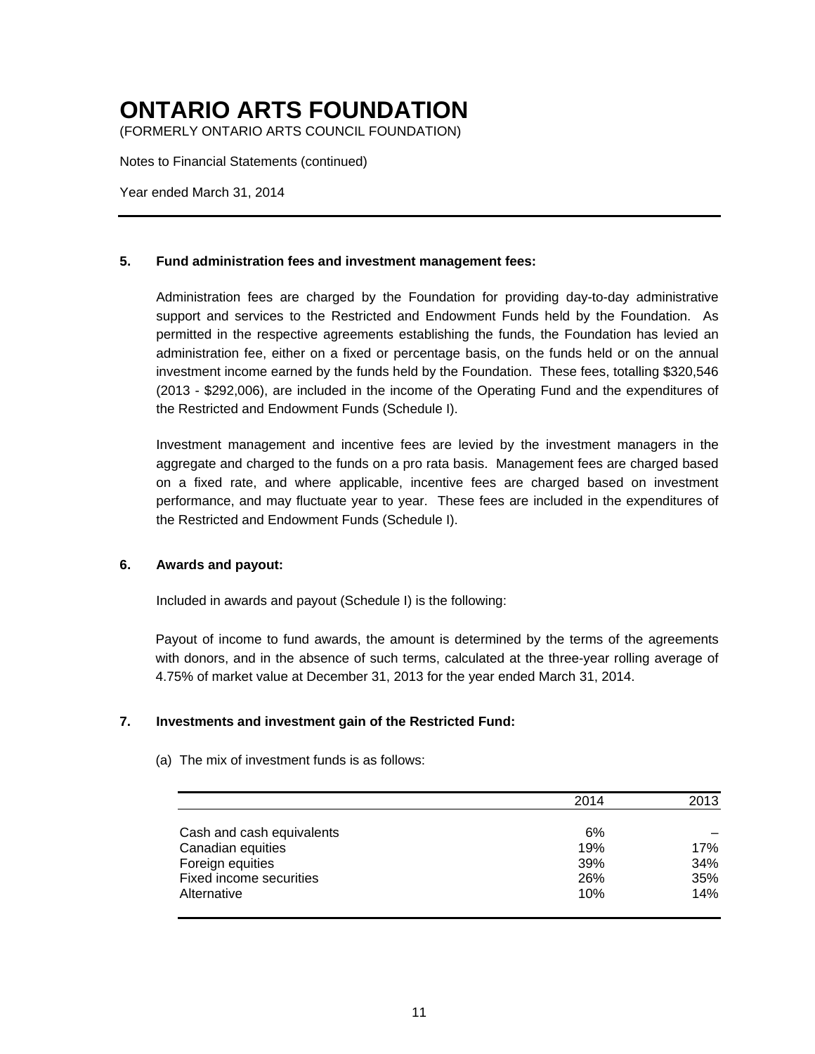# ONTARIO ARTS FOUNDATION

(FORMERLY ONTARIO ARTS COUNCIL FOUNDATION)

Notes to Financial Statements (continued)

Year ended March 31, 2014

---

**5. Fund administration fees and investment management fees:**

Administration fees are charged by the Foundation for providing day-to-day administrative support and services to the Restricted and Endowment Funds held by the Foundation. As permitted in the respective agreements establishing the funds, the Foundation has levied an administration fee, either on a fixed or percentage basis, on the funds held or on the annual investment income earned by the funds held by the Foundation. These fees, totalling $320,546 (2013 - $292,006), are included in the income of the Operating Fund and the expenditures of the Restricted and Endowment Funds (Schedule I).

Investment management and incentive fees are levied by the investment managers in the aggregate and charged to the funds on a pro rata basis. Management fees are charged based on a fixed rate, and where applicable, incentive fees are charged based on investment performance, and may fluctuate year to year. These fees are included in the expenditures of the Restricted and Endowment Funds (Schedule I).

**6. Awards and payout:**

Included in awards and payout (Schedule I) is the following:

Payout of income to fund awards, the amount is determined by the terms of the agreements with donors, and in the absence of such terms, calculated at the three-year rolling average of 4.75% of market value at December 31, 2013 for the year ended March 31, 2014.

**7. Investments and investment gain of the Restricted Fund:**

(a) The mix of investment funds is as follows:

| | 2014 | 2013 |
|---|---|---|
| Cash and cash equivalents | 6% | – |
| Canadian equities | 19% | 17% |
| Foreign equities | 39% | 34% |
| Fixed income securities | 26% | 35% |
| Alternative | 10% | 14% |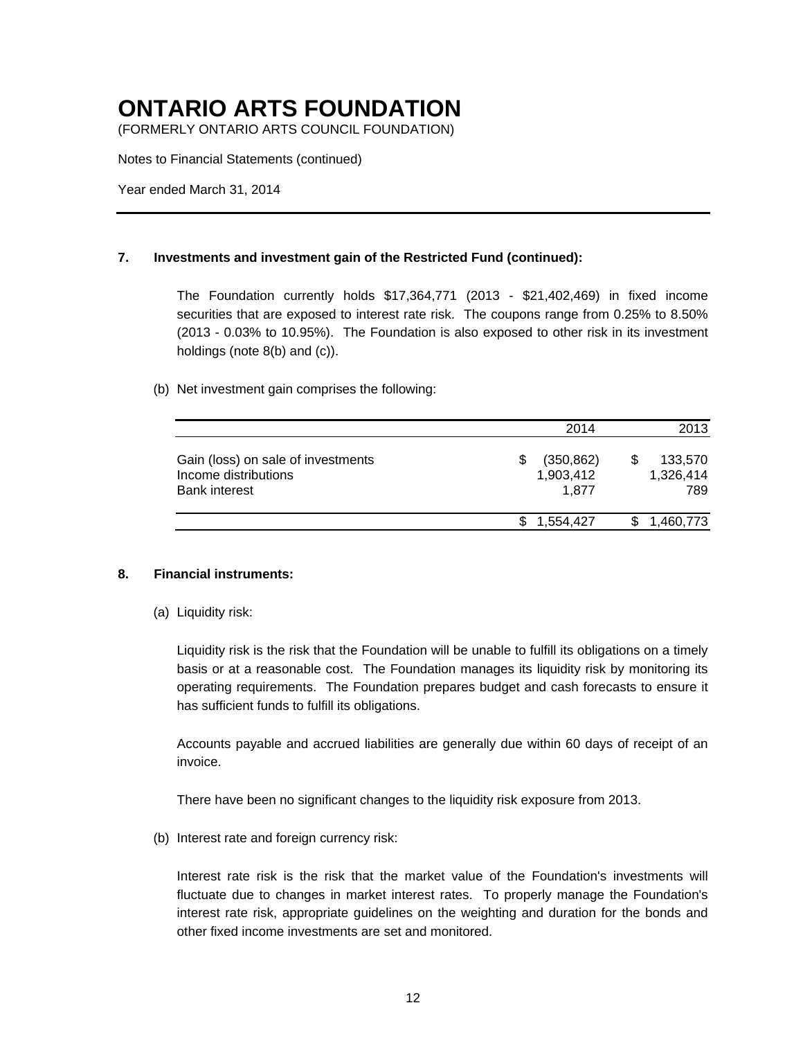# ONTARIO ARTS FOUNDATION

(FORMERLY ONTARIO ARTS COUNCIL FOUNDATION)

Notes to Financial Statements (continued)

Year ended March 31, 2014

---

## 7. Investments and investment gain of the Restricted Fund (continued):

The Foundation currently holds $17,364,771 (2013 - $21,402,469) in fixed income securities that are exposed to interest rate risk. The coupons range from 0.25% to 8.50% (2013 - 0.03% to 10.95%). The Foundation is also exposed to other risk in its investment holdings (note 8(b) and (c)).

(b) Net investment gain comprises the following:

| | 2014 | 2013 |
|---|---|---|
| Gain (loss) on sale of investments | $ (350,862) | $ 133,570 |
| Income distributions | 1,903,412 | 1,326,414 |
| Bank interest | 1,877 | 789 |
| | $ 1,554,427 | $ 1,460,773 |

## 8. Financial instruments:

(a) Liquidity risk:

Liquidity risk is the risk that the Foundation will be unable to fulfill its obligations on a timely basis or at a reasonable cost. The Foundation manages its liquidity risk by monitoring its operating requirements. The Foundation prepares budget and cash forecasts to ensure it has sufficient funds to fulfill its obligations.

Accounts payable and accrued liabilities are generally due within 60 days of receipt of an invoice.

There have been no significant changes to the liquidity risk exposure from 2013.

(b) Interest rate and foreign currency risk:

Interest rate risk is the risk that the market value of the Foundation's investments will fluctuate due to changes in market interest rates. To properly manage the Foundation's interest rate risk, appropriate guidelines on the weighting and duration for the bonds and other fixed income investments are set and monitored.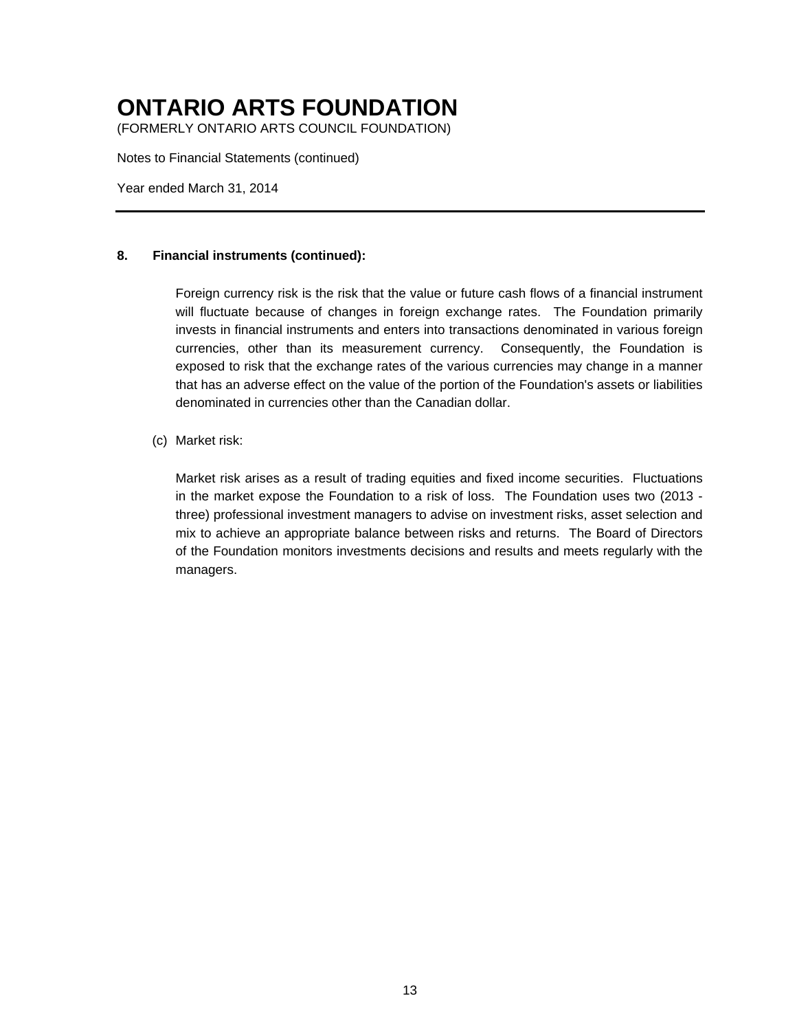# ONTARIO ARTS FOUNDATION

(FORMERLY ONTARIO ARTS COUNCIL FOUNDATION)

Notes to Financial Statements (continued)

Year ended March 31, 2014

---

**8. Financial instruments (continued):**

Foreign currency risk is the risk that the value or future cash flows of a financial instrument will fluctuate because of changes in foreign exchange rates. The Foundation primarily invests in financial instruments and enters into transactions denominated in various foreign currencies, other than its measurement currency. Consequently, the Foundation is exposed to risk that the exchange rates of the various currencies may change in a manner that has an adverse effect on the value of the portion of the Foundation's assets or liabilities denominated in currencies other than the Canadian dollar.

(c) Market risk:

Market risk arises as a result of trading equities and fixed income securities. Fluctuations in the market expose the Foundation to a risk of loss. The Foundation uses two (2013 - three) professional investment managers to advise on investment risks, asset selection and mix to achieve an appropriate balance between risks and returns. The Board of Directors of the Foundation monitors investments decisions and results and meets regularly with the managers.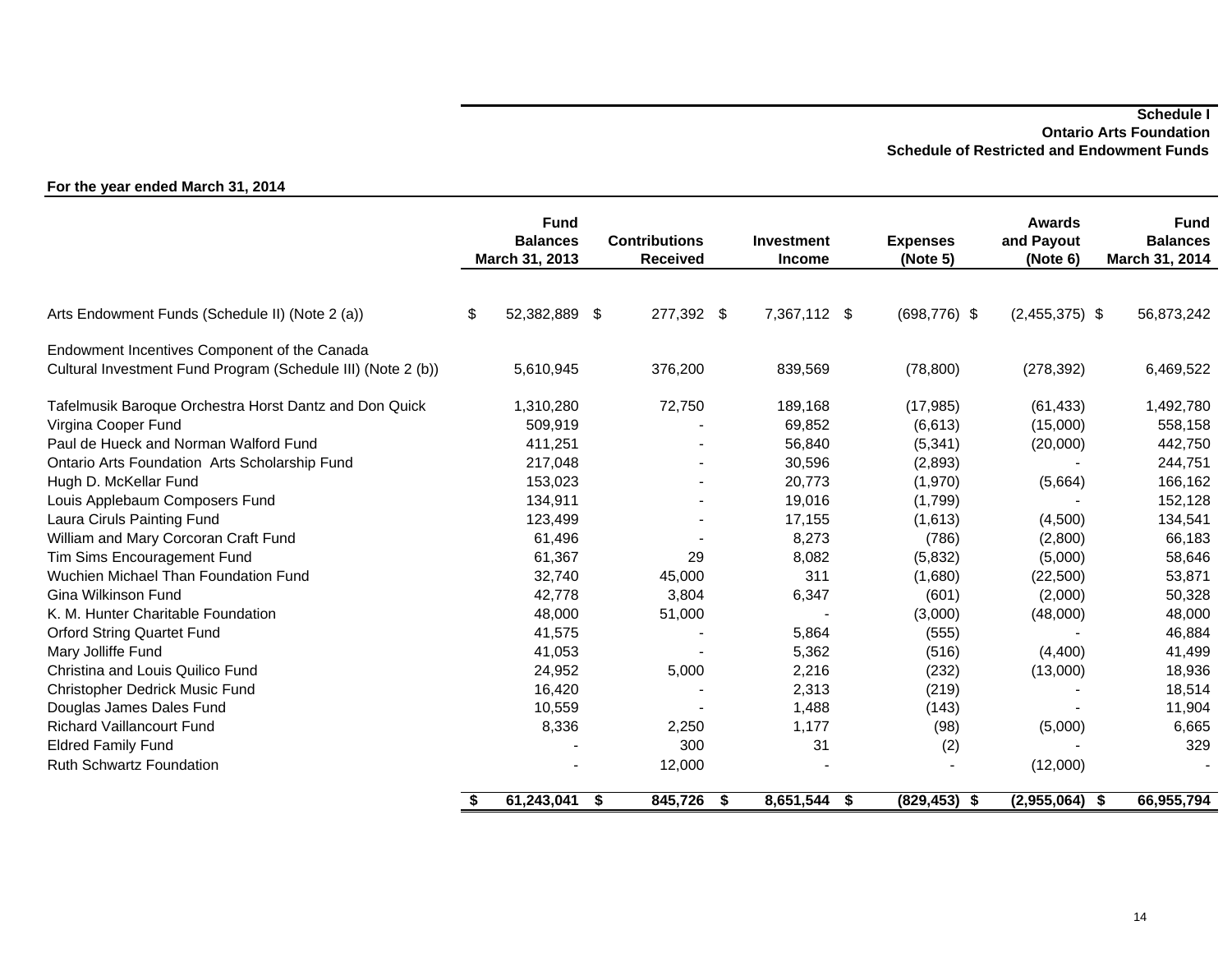**Schedule I**
**Ontario Arts Foundation**
**Schedule of Restricted and Endowment Funds**

**For the year ended March 31, 2014**

| | Fund Balances March 31, 2013 | Contributions Received | Investment Income | Expenses (Note 5) | Awards and Payout (Note 6) | Fund Balances March 31, 2014 |
|---|---|---|---|---|---|---|
| Arts Endowment Funds (Schedule II) (Note 2 (a)) | $ 52,382,889 | $ 277,392 | $ 7,367,112 | $ (698,776) | $ (2,455,375) | $ 56,873,242 |
| Endowment Incentives Component of the Canada Cultural Investment Fund Program (Schedule III) (Note 2 (b)) | 5,610,945 | 376,200 | 839,569 | (78,800) | (278,392) | 6,469,522 |
| Tafelmusik Baroque Orchestra Horst Dantz and Don Quick | 1,310,280 | 72,750 | 189,168 | (17,985) | (61,433) | 1,492,780 |
| Virgina Cooper Fund | 509,919 | - | 69,852 | (6,613) | (15,000) | 558,158 |
| Paul de Hueck and Norman Walford Fund | 411,251 | - | 56,840 | (5,341) | (20,000) | 442,750 |
| Ontario Arts Foundation Arts Scholarship Fund | 217,048 | - | 30,596 | (2,893) | - | 244,751 |
| Hugh D. McKellar Fund | 153,023 | - | 20,773 | (1,970) | (5,664) | 166,162 |
| Louis Applebaum Composers Fund | 134,911 | - | 19,016 | (1,799) | - | 152,128 |
| Laura Ciruls Painting Fund | 123,499 | - | 17,155 | (1,613) | (4,500) | 134,541 |
| William and Mary Corcoran Craft Fund | 61,496 | - | 8,273 | (786) | (2,800) | 66,183 |
| Tim Sims Encouragement Fund | 61,367 | 29 | 8,082 | (5,832) | (5,000) | 58,646 |
| Wuchien Michael Than Foundation Fund | 32,740 | 45,000 | 311 | (1,680) | (22,500) | 53,871 |
| Gina Wilkinson Fund | 42,778 | 3,804 | 6,347 | (601) | (2,000) | 50,328 |
| K. M. Hunter Charitable Foundation | 48,000 | 51,000 | - | (3,000) | (48,000) | 48,000 |
| Orford String Quartet Fund | 41,575 | - | 5,864 | (555) | - | 46,884 |
| Mary Jolliffe Fund | 41,053 | - | 5,362 | (516) | (4,400) | 41,499 |
| Christina and Louis Quilico Fund | 24,952 | 5,000 | 2,216 | (232) | (13,000) | 18,936 |
| Christopher Dedrick Music Fund | 16,420 | - | 2,313 | (219) | - | 18,514 |
| Douglas James Dales Fund | 10,559 | - | 1,488 | (143) | - | 11,904 |
| Richard Vaillancourt Fund | 8,336 | 2,250 | 1,177 | (98) | (5,000) | 6,665 |
| Eldred Family Fund | - | 300 | 31 | (2) | - | 329 |
| Ruth Schwartz Foundation | - | 12,000 | - | - | (12,000) | - |
| | **$ 61,243,041** | **$ 845,726** | **$ 8,651,544** | **$ (829,453)** | **$ (2,955,064)** | **$ 66,955,794** |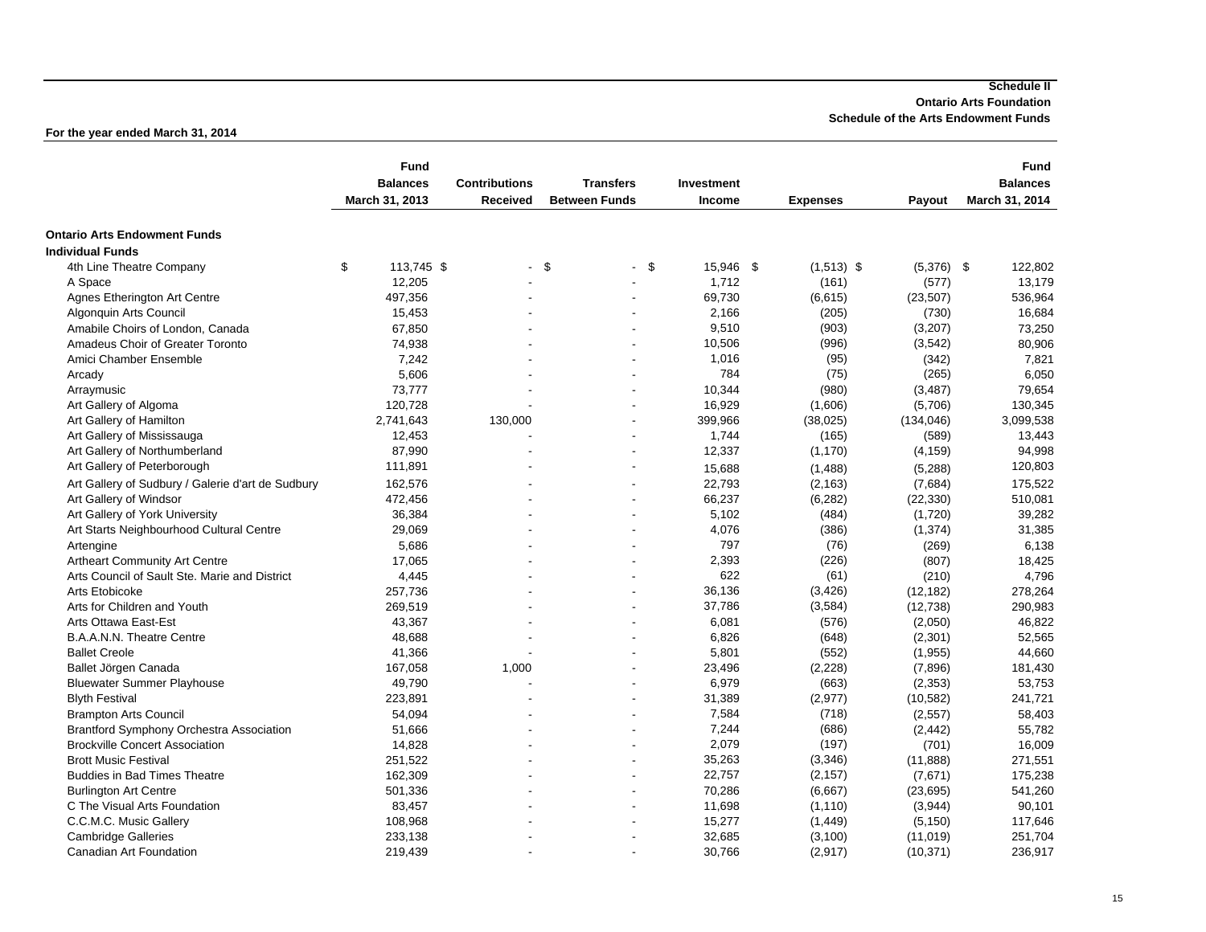**Schedule II**

**Ontario Arts Foundation**

**Schedule of the Arts Endowment Funds**

**For the year ended March 31, 2014**

| | Fund Balances March 31, 2013 | Contributions Received | Transfers Between Funds | Investment Income | Expenses | Payout | Fund Balances March 31, 2014 |
|---|---|---|---|---|---|---|---|
| **Ontario Arts Endowment Funds** | | | | | | | |
| **Individual Funds** | | | | | | | |
| 4th Line Theatre Company | $ 113,745 | $ - | $ - | $ 15,946 | $ (1,513) | $ (5,376) | $ 122,802 |
| A Space | 12,205 | - | - | 1,712 | (161) | (577) | 13,179 |
| Agnes Etherington Art Centre | 497,356 | - | - | 69,730 | (6,615) | (23,507) | 536,964 |
| Algonquin Arts Council | 15,453 | - | - | 2,166 | (205) | (730) | 16,684 |
| Amabile Choirs of London, Canada | 67,850 | - | - | 9,510 | (903) | (3,207) | 73,250 |
| Amadeus Choir of Greater Toronto | 74,938 | - | - | 10,506 | (996) | (3,542) | 80,906 |
| Amici Chamber Ensemble | 7,242 | - | - | 1,016 | (95) | (342) | 7,821 |
| Arcady | 5,606 | - | - | 784 | (75) | (265) | 6,050 |
| Arraymusic | 73,777 | - | - | 10,344 | (980) | (3,487) | 79,654 |
| Art Gallery of Algoma | 120,728 | - | - | 16,929 | (1,606) | (5,706) | 130,345 |
| Art Gallery of Hamilton | 2,741,643 | 130,000 | - | 399,966 | (38,025) | (134,046) | 3,099,538 |
| Art Gallery of Mississauga | 12,453 | - | - | 1,744 | (165) | (589) | 13,443 |
| Art Gallery of Northumberland | 87,990 | - | - | 12,337 | (1,170) | (4,159) | 94,998 |
| Art Gallery of Peterborough | 111,891 | - | - | 15,688 | (1,488) | (5,288) | 120,803 |
| Art Gallery of Sudbury / Galerie d'art de Sudbury | 162,576 | - | - | 22,793 | (2,163) | (7,684) | 175,522 |
| Art Gallery of Windsor | 472,456 | - | - | 66,237 | (6,282) | (22,330) | 510,081 |
| Art Gallery of York University | 36,384 | - | - | 5,102 | (484) | (1,720) | 39,282 |
| Art Starts Neighbourhood Cultural Centre | 29,069 | - | - | 4,076 | (386) | (1,374) | 31,385 |
| Artengine | 5,686 | - | - | 797 | (76) | (269) | 6,138 |
| Artheart Community Art Centre | 17,065 | - | - | 2,393 | (226) | (807) | 18,425 |
| Arts Council of Sault Ste. Marie and District | 4,445 | - | - | 622 | (61) | (210) | 4,796 |
| Arts Etobicoke | 257,736 | - | - | 36,136 | (3,426) | (12,182) | 278,264 |
| Arts for Children and Youth | 269,519 | - | - | 37,786 | (3,584) | (12,738) | 290,983 |
| Arts Ottawa East-Est | 43,367 | - | - | 6,081 | (576) | (2,050) | 46,822 |
| B.A.A.N.N. Theatre Centre | 48,688 | - | - | 6,826 | (648) | (2,301) | 52,565 |
| Ballet Creole | 41,366 | - | - | 5,801 | (552) | (1,955) | 44,660 |
| Ballet Jörgen Canada | 167,058 | 1,000 | - | 23,496 | (2,228) | (7,896) | 181,430 |
| Bluewater Summer Playhouse | 49,790 | - | - | 6,979 | (663) | (2,353) | 53,753 |
| Blyth Festival | 223,891 | - | - | 31,389 | (2,977) | (10,582) | 241,721 |
| Brampton Arts Council | 54,094 | - | - | 7,584 | (718) | (2,557) | 58,403 |
| Brantford Symphony Orchestra Association | 51,666 | - | - | 7,244 | (686) | (2,442) | 55,782 |
| Brockville Concert Association | 14,828 | - | - | 2,079 | (197) | (701) | 16,009 |
| Brott Music Festival | 251,522 | - | - | 35,263 | (3,346) | (11,888) | 271,551 |
| Buddies in Bad Times Theatre | 162,309 | - | - | 22,757 | (2,157) | (7,671) | 175,238 |
| Burlington Art Centre | 501,336 | - | - | 70,286 | (6,667) | (23,695) | 541,260 |
| C The Visual Arts Foundation | 83,457 | - | - | 11,698 | (1,110) | (3,944) | 90,101 |
| C.C.M.C. Music Gallery | 108,968 | - | - | 15,277 | (1,449) | (5,150) | 117,646 |
| Cambridge Galleries | 233,138 | - | - | 32,685 | (3,100) | (11,019) | 251,704 |
| Canadian Art Foundation | 219,439 | - | - | 30,766 | (2,917) | (10,371) | 236,917 |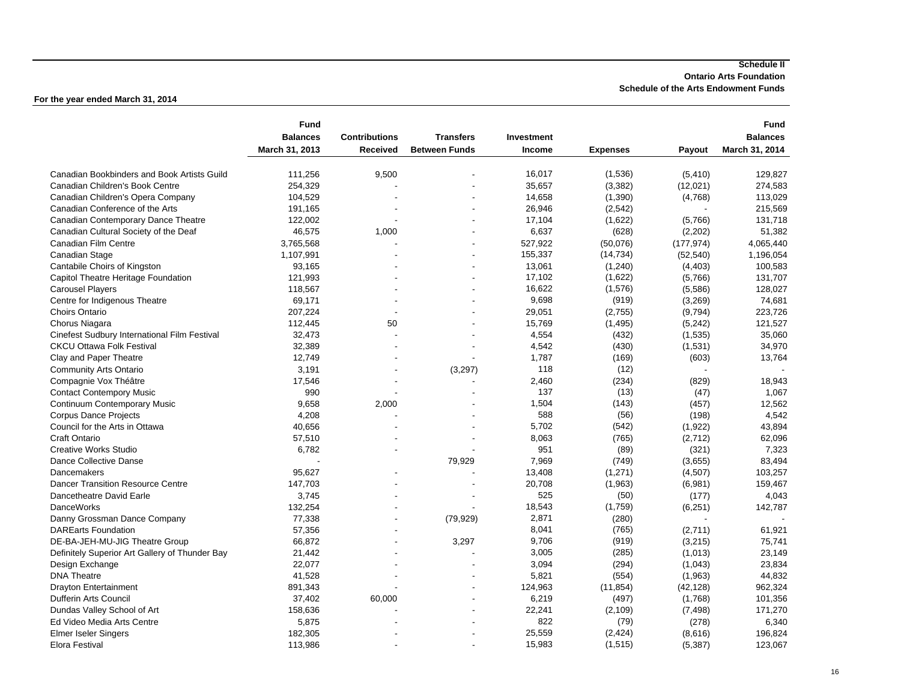**Schedule II**
**Ontario Arts Foundation**
**Schedule of the Arts Endowment Funds**

**For the year ended March 31, 2014**

| | Fund Balances March 31, 2013 | Contributions Received | Transfers Between Funds | Investment Income | Expenses | Payout | Fund Balances March 31, 2014 |
|---|---|---|---|---|---|---|---|
| Canadian Bookbinders and Book Artists Guild | 111,256 | 9,500 | - | 16,017 | (1,536) | (5,410) | 129,827 |
| Canadian Children's Book Centre | 254,329 | - | - | 35,657 | (3,382) | (12,021) | 274,583 |
| Canadian Children's Opera Company | 104,529 | - | - | 14,658 | (1,390) | (4,768) | 113,029 |
| Canadian Conference of the Arts | 191,165 | - | - | 26,946 | (2,542) | - | 215,569 |
| Canadian Contemporary Dance Theatre | 122,002 | - | - | 17,104 | (1,622) | (5,766) | 131,718 |
| Canadian Cultural Society of the Deaf | 46,575 | 1,000 | - | 6,637 | (628) | (2,202) | 51,382 |
| Canadian Film Centre | 3,765,568 | - | - | 527,922 | (50,076) | (177,974) | 4,065,440 |
| Canadian Stage | 1,107,991 | - | - | 155,337 | (14,734) | (52,540) | 1,196,054 |
| Cantabile Choirs of Kingston | 93,165 | - | - | 13,061 | (1,240) | (4,403) | 100,583 |
| Capitol Theatre Heritage Foundation | 121,993 | - | - | 17,102 | (1,622) | (5,766) | 131,707 |
| Carousel Players | 118,567 | - | - | 16,622 | (1,576) | (5,586) | 128,027 |
| Centre for Indigenous Theatre | 69,171 | - | - | 9,698 | (919) | (3,269) | 74,681 |
| Choirs Ontario | 207,224 | - | - | 29,051 | (2,755) | (9,794) | 223,726 |
| Chorus Niagara | 112,445 | 50 | - | 15,769 | (1,495) | (5,242) | 121,527 |
| Cinefest Sudbury International Film Festival | 32,473 | - | - | 4,554 | (432) | (1,535) | 35,060 |
| CKCU Ottawa Folk Festival | 32,389 | - | - | 4,542 | (430) | (1,531) | 34,970 |
| Clay and Paper Theatre | 12,749 | - | - | 1,787 | (169) | (603) | 13,764 |
| Community Arts Ontario | 3,191 | - | (3,297) | 118 | (12) | - | - |
| Compagnie Vox Théâtre | 17,546 | - | - | 2,460 | (234) | (829) | 18,943 |
| Contact Contempory Music | 990 | - | - | 137 | (13) | (47) | 1,067 |
| Continuum Contemporary Music | 9,658 | 2,000 | - | 1,504 | (143) | (457) | 12,562 |
| Corpus Dance Projects | 4,208 | - | - | 588 | (56) | (198) | 4,542 |
| Council for the Arts in Ottawa | 40,656 | - | - | 5,702 | (542) | (1,922) | 43,894 |
| Craft Ontario | 57,510 | - | - | 8,063 | (765) | (2,712) | 62,096 |
| Creative Works Studio | 6,782 | - | - | 951 | (89) | (321) | 7,323 |
| Dance Collective Danse | - | | 79,929 | 7,969 | (749) | (3,655) | 83,494 |
| Dancemakers | 95,627 | - | - | 13,408 | (1,271) | (4,507) | 103,257 |
| Dancer Transition Resource Centre | 147,703 | - | - | 20,708 | (1,963) | (6,981) | 159,467 |
| Dancetheatre David Earle | 3,745 | - | - | 525 | (50) | (177) | 4,043 |
| DanceWorks | 132,254 | - | - | 18,543 | (1,759) | (6,251) | 142,787 |
| Danny Grossman Dance Company | 77,338 | - | (79,929) | 2,871 | (280) | - | - |
| DAREarts Foundation | 57,356 | - | | 8,041 | (765) | (2,711) | 61,921 |
| DE-BA-JEH-MU-JIG Theatre Group | 66,872 | - | 3,297 | 9,706 | (919) | (3,215) | 75,741 |
| Definitely Superior Art Gallery of Thunder Bay | 21,442 | - | - | 3,005 | (285) | (1,013) | 23,149 |
| Design Exchange | 22,077 | - | - | 3,094 | (294) | (1,043) | 23,834 |
| DNA Theatre | 41,528 | - | - | 5,821 | (554) | (1,963) | 44,832 |
| Drayton Entertainment | 891,343 | - | - | 124,963 | (11,854) | (42,128) | 962,324 |
| Dufferin Arts Council | 37,402 | 60,000 | - | 6,219 | (497) | (1,768) | 101,356 |
| Dundas Valley School of Art | 158,636 | - | - | 22,241 | (2,109) | (7,498) | 171,270 |
| Ed Video Media Arts Centre | 5,875 | - | - | 822 | (79) | (278) | 6,340 |
| Elmer Iseler Singers | 182,305 | - | - | 25,559 | (2,424) | (8,616) | 196,824 |
| Elora Festival | 113,986 | - | - | 15,983 | (1,515) | (5,387) | 123,067 |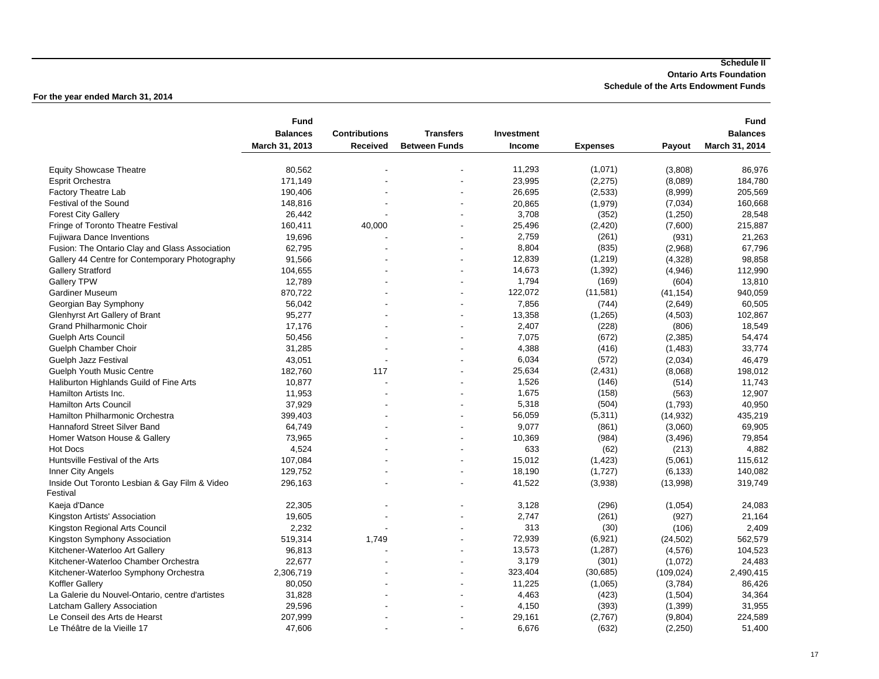**Schedule II**
**Ontario Arts Foundation**
**Schedule of the Arts Endowment Funds**

**For the year ended March 31, 2014**

| | Fund Balances March 31, 2013 | Contributions Received | Transfers Between Funds | Investment Income | Expenses | Payout | Fund Balances March 31, 2014 |
|---|---|---|---|---|---|---|---|
| Equity Showcase Theatre | 80,562 | - | - | 11,293 | (1,071) | (3,808) | 86,976 |
| Esprit Orchestra | 171,149 | - | - | 23,995 | (2,275) | (8,089) | 184,780 |
| Factory Theatre Lab | 190,406 | - | - | 26,695 | (2,533) | (8,999) | 205,569 |
| Festival of the Sound | 148,816 | - | - | 20,865 | (1,979) | (7,034) | 160,668 |
| Forest City Gallery | 26,442 | - | - | 3,708 | (352) | (1,250) | 28,548 |
| Fringe of Toronto Theatre Festival | 160,411 | 40,000 | - | 25,496 | (2,420) | (7,600) | 215,887 |
| Fujiwara Dance Inventions | 19,696 | - | - | 2,759 | (261) | (931) | 21,263 |
| Fusion: The Ontario Clay and Glass Association | 62,795 | - | - | 8,804 | (835) | (2,968) | 67,796 |
| Gallery 44 Centre for Contemporary Photography | 91,566 | - | - | 12,839 | (1,219) | (4,328) | 98,858 |
| Gallery Stratford | 104,655 | - | - | 14,673 | (1,392) | (4,946) | 112,990 |
| Gallery TPW | 12,789 | - | - | 1,794 | (169) | (604) | 13,810 |
| Gardiner Museum | 870,722 | - | - | 122,072 | (11,581) | (41,154) | 940,059 |
| Georgian Bay Symphony | 56,042 | - | - | 7,856 | (744) | (2,649) | 60,505 |
| Glenhyrst Art Gallery of Brant | 95,277 | - | - | 13,358 | (1,265) | (4,503) | 102,867 |
| Grand Philharmonic Choir | 17,176 | - | - | 2,407 | (228) | (806) | 18,549 |
| Guelph Arts Council | 50,456 | - | - | 7,075 | (672) | (2,385) | 54,474 |
| Guelph Chamber Choir | 31,285 | - | - | 4,388 | (416) | (1,483) | 33,774 |
| Guelph Jazz Festival | 43,051 | - | - | 6,034 | (572) | (2,034) | 46,479 |
| Guelph Youth Music Centre | 182,760 | 117 | - | 25,634 | (2,431) | (8,068) | 198,012 |
| Haliburton Highlands Guild of Fine Arts | 10,877 | - | - | 1,526 | (146) | (514) | 11,743 |
| Hamilton Artists Inc. | 11,953 | - | - | 1,675 | (158) | (563) | 12,907 |
| Hamilton Arts Council | 37,929 | - | - | 5,318 | (504) | (1,793) | 40,950 |
| Hamilton Philharmonic Orchestra | 399,403 | - | - | 56,059 | (5,311) | (14,932) | 435,219 |
| Hannaford Street Silver Band | 64,749 | - | - | 9,077 | (861) | (3,060) | 69,905 |
| Homer Watson House & Gallery | 73,965 | - | - | 10,369 | (984) | (3,496) | 79,854 |
| Hot Docs | 4,524 | - | - | 633 | (62) | (213) | 4,882 |
| Huntsville Festival of the Arts | 107,084 | - | - | 15,012 | (1,423) | (5,061) | 115,612 |
| Inner City Angels | 129,752 | - | - | 18,190 | (1,727) | (6,133) | 140,082 |
| Inside Out Toronto Lesbian & Gay Film & Video Festival | 296,163 | - | - | 41,522 | (3,938) | (13,998) | 319,749 |
| Kaeja d'Dance | 22,305 | - | - | 3,128 | (296) | (1,054) | 24,083 |
| Kingston Artists' Association | 19,605 | - | - | 2,747 | (261) | (927) | 21,164 |
| Kingston Regional Arts Council | 2,232 | - | - | 313 | (30) | (106) | 2,409 |
| Kingston Symphony Association | 519,314 | 1,749 | - | 72,939 | (6,921) | (24,502) | 562,579 |
| Kitchener-Waterloo Art Gallery | 96,813 | - | - | 13,573 | (1,287) | (4,576) | 104,523 |
| Kitchener-Waterloo Chamber Orchestra | 22,677 | - | - | 3,179 | (301) | (1,072) | 24,483 |
| Kitchener-Waterloo Symphony Orchestra | 2,306,719 | - | - | 323,404 | (30,685) | (109,024) | 2,490,415 |
| Koffler Gallery | 80,050 | - | - | 11,225 | (1,065) | (3,784) | 86,426 |
| La Galerie du Nouvel-Ontario, centre d'artistes | 31,828 | - | - | 4,463 | (423) | (1,504) | 34,364 |
| Latcham Gallery Association | 29,596 | - | - | 4,150 | (393) | (1,399) | 31,955 |
| Le Conseil des Arts de Hearst | 207,999 | - | - | 29,161 | (2,767) | (9,804) | 224,589 |
| Le Théâtre de la Vieille 17 | 47,606 | - | - | 6,676 | (632) | (2,250) | 51,400 |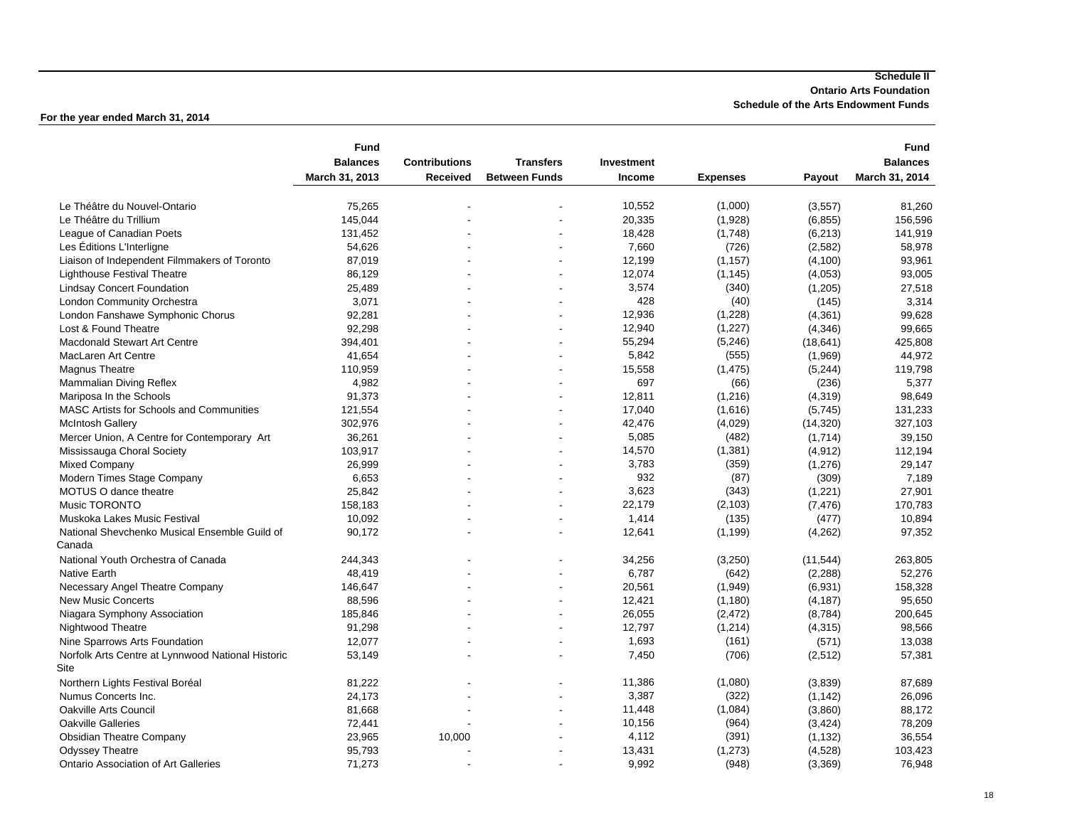**Schedule II**

**Ontario Arts Foundation**

**Schedule of the Arts Endowment Funds**

**For the year ended March 31, 2014**

| | Fund Balances March 31, 2013 | Contributions Received | Transfers Between Funds | Investment Income | Expenses | Payout | Fund Balances March 31, 2014 |
|---|---|---|---|---|---|---|---|
| Le Théâtre du Nouvel-Ontario | 75,265 | - | - | 10,552 | (1,000) | (3,557) | 81,260 |
| Le Théâtre du Trillium | 145,044 | - | - | 20,335 | (1,928) | (6,855) | 156,596 |
| League of Canadian Poets | 131,452 | - | - | 18,428 | (1,748) | (6,213) | 141,919 |
| Les Éditions L'Interligne | 54,626 | - | - | 7,660 | (726) | (2,582) | 58,978 |
| Liaison of Independent Filmmakers of Toronto | 87,019 | - | - | 12,199 | (1,157) | (4,100) | 93,961 |
| Lighthouse Festival Theatre | 86,129 | - | - | 12,074 | (1,145) | (4,053) | 93,005 |
| Lindsay Concert Foundation | 25,489 | - | - | 3,574 | (340) | (1,205) | 27,518 |
| London Community Orchestra | 3,071 | - | - | 428 | (40) | (145) | 3,314 |
| London Fanshawe Symphonic Chorus | 92,281 | - | - | 12,936 | (1,228) | (4,361) | 99,628 |
| Lost & Found Theatre | 92,298 | - | - | 12,940 | (1,227) | (4,346) | 99,665 |
| Macdonald Stewart Art Centre | 394,401 | - | - | 55,294 | (5,246) | (18,641) | 425,808 |
| MacLaren Art Centre | 41,654 | - | - | 5,842 | (555) | (1,969) | 44,972 |
| Magnus Theatre | 110,959 | - | - | 15,558 | (1,475) | (5,244) | 119,798 |
| Mammalian Diving Reflex | 4,982 | - | - | 697 | (66) | (236) | 5,377 |
| Mariposa In the Schools | 91,373 | - | - | 12,811 | (1,216) | (4,319) | 98,649 |
| MASC Artists for Schools and Communities | 121,554 | - | - | 17,040 | (1,616) | (5,745) | 131,233 |
| McIntosh Gallery | 302,976 | - | - | 42,476 | (4,029) | (14,320) | 327,103 |
| Mercer Union, A Centre for Contemporary Art | 36,261 | - | - | 5,085 | (482) | (1,714) | 39,150 |
| Mississauga Choral Society | 103,917 | - | - | 14,570 | (1,381) | (4,912) | 112,194 |
| Mixed Company | 26,999 | - | - | 3,783 | (359) | (1,276) | 29,147 |
| Modern Times Stage Company | 6,653 | - | - | 932 | (87) | (309) | 7,189 |
| MOTUS O dance theatre | 25,842 | - | - | 3,623 | (343) | (1,221) | 27,901 |
| Music TORONTO | 158,183 | - | - | 22,179 | (2,103) | (7,476) | 170,783 |
| Muskoka Lakes Music Festival | 10,092 | - | - | 1,414 | (135) | (477) | 10,894 |
| National Shevchenko Musical Ensemble Guild of Canada | 90,172 | - | - | 12,641 | (1,199) | (4,262) | 97,352 |
| National Youth Orchestra of Canada | 244,343 | - | - | 34,256 | (3,250) | (11,544) | 263,805 |
| Native Earth | 48,419 | - | - | 6,787 | (642) | (2,288) | 52,276 |
| Necessary Angel Theatre Company | 146,647 | - | - | 20,561 | (1,949) | (6,931) | 158,328 |
| New Music Concerts | 88,596 | - | - | 12,421 | (1,180) | (4,187) | 95,650 |
| Niagara Symphony Association | 185,846 | - | - | 26,055 | (2,472) | (8,784) | 200,645 |
| Nightwood Theatre | 91,298 | - | - | 12,797 | (1,214) | (4,315) | 98,566 |
| Nine Sparrows Arts Foundation | 12,077 | - | - | 1,693 | (161) | (571) | 13,038 |
| Norfolk Arts Centre at Lynnwood National Historic Site | 53,149 | - | - | 7,450 | (706) | (2,512) | 57,381 |
| Northern Lights Festival Boréal | 81,222 | - | - | 11,386 | (1,080) | (3,839) | 87,689 |
| Numus Concerts Inc. | 24,173 | - | - | 3,387 | (322) | (1,142) | 26,096 |
| Oakville Arts Council | 81,668 | - | - | 11,448 | (1,084) | (3,860) | 88,172 |
| Oakville Galleries | 72,441 | - | - | 10,156 | (964) | (3,424) | 78,209 |
| Obsidian Theatre Company | 23,965 | 10,000 | - | 4,112 | (391) | (1,132) | 36,554 |
| Odyssey Theatre | 95,793 | - | - | 13,431 | (1,273) | (4,528) | 103,423 |
| Ontario Association of Art Galleries | 71,273 | - | - | 9,992 | (948) | (3,369) | 76,948 |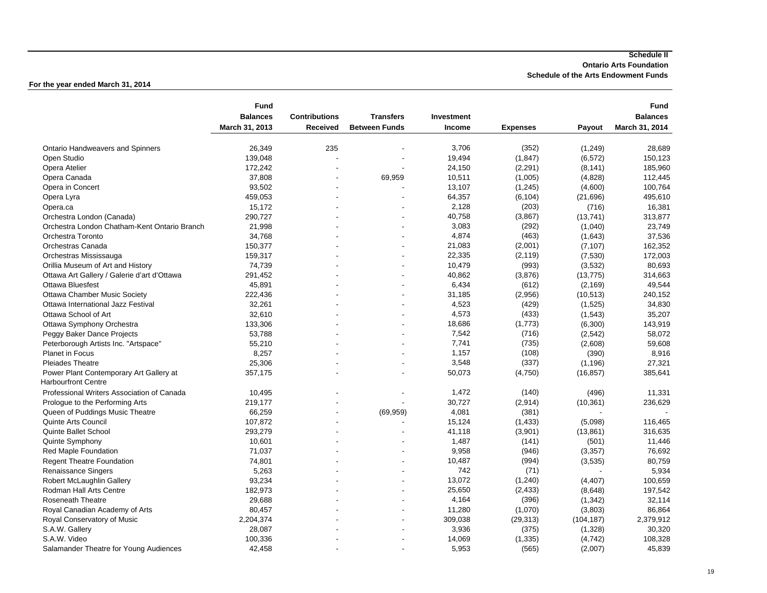**Schedule II**
**Ontario Arts Foundation**
**Schedule of the Arts Endowment Funds**

**For the year ended March 31, 2014**

| | Fund Balances March 31, 2013 | Contributions Received | Transfers Between Funds | Investment Income | Expenses | Payout | Fund Balances March 31, 2014 |
|---|---|---|---|---|---|---|---|
| Ontario Handweavers and Spinners | 26,349 | 235 | - | 3,706 | (352) | (1,249) | 28,689 |
| Open Studio | 139,048 | - | - | 19,494 | (1,847) | (6,572) | 150,123 |
| Opera Atelier | 172,242 | - | - | 24,150 | (2,291) | (8,141) | 185,960 |
| Opera Canada | 37,808 | - | 69,959 | 10,511 | (1,005) | (4,828) | 112,445 |
| Opera in Concert | 93,502 | - | - | 13,107 | (1,245) | (4,600) | 100,764 |
| Opera Lyra | 459,053 | - | - | 64,357 | (6,104) | (21,696) | 495,610 |
| Opera.ca | 15,172 | - | - | 2,128 | (203) | (716) | 16,381 |
| Orchestra London (Canada) | 290,727 | - | - | 40,758 | (3,867) | (13,741) | 313,877 |
| Orchestra London Chatham-Kent Ontario Branch | 21,998 | - | - | 3,083 | (292) | (1,040) | 23,749 |
| Orchestra Toronto | 34,768 | - | - | 4,874 | (463) | (1,643) | 37,536 |
| Orchestras Canada | 150,377 | - | - | 21,083 | (2,001) | (7,107) | 162,352 |
| Orchestras Mississauga | 159,317 | - | - | 22,335 | (2,119) | (7,530) | 172,003 |
| Orillia Museum of Art and History | 74,739 | - | - | 10,479 | (993) | (3,532) | 80,693 |
| Ottawa Art Gallery / Galerie d'art d'Ottawa | 291,452 | - | - | 40,862 | (3,876) | (13,775) | 314,663 |
| Ottawa Bluesfest | 45,891 | - | - | 6,434 | (612) | (2,169) | 49,544 |
| Ottawa Chamber Music Society | 222,436 | - | - | 31,185 | (2,956) | (10,513) | 240,152 |
| Ottawa International Jazz Festival | 32,261 | - | - | 4,523 | (429) | (1,525) | 34,830 |
| Ottawa School of Art | 32,610 | - | - | 4,573 | (433) | (1,543) | 35,207 |
| Ottawa Symphony Orchestra | 133,306 | - | - | 18,686 | (1,773) | (6,300) | 143,919 |
| Peggy Baker Dance Projects | 53,788 | - | - | 7,542 | (716) | (2,542) | 58,072 |
| Peterborough Artists Inc. "Artspace" | 55,210 | - | - | 7,741 | (735) | (2,608) | 59,608 |
| Planet in Focus | 8,257 | - | - | 1,157 | (108) | (390) | 8,916 |
| Pleiades Theatre | 25,306 | - | - | 3,548 | (337) | (1,196) | 27,321 |
| Power Plant Contemporary Art Gallery at Harbourfront Centre | 357,175 | - | - | 50,073 | (4,750) | (16,857) | 385,641 |
| Professional Writers Association of Canada | 10,495 | - | - | 1,472 | (140) | (496) | 11,331 |
| Prologue to the Performing Arts | 219,177 | - | - | 30,727 | (2,914) | (10,361) | 236,629 |
| Queen of Puddings Music Theatre | 66,259 | - | (69,959) | 4,081 | (381) | - | - |
| Quinte Arts Council | 107,872 | - | - | 15,124 | (1,433) | (5,098) | 116,465 |
| Quinte Ballet School | 293,279 | - | - | 41,118 | (3,901) | (13,861) | 316,635 |
| Quinte Symphony | 10,601 | - | - | 1,487 | (141) | (501) | 11,446 |
| Red Maple Foundation | 71,037 | - | - | 9,958 | (946) | (3,357) | 76,692 |
| Regent Theatre Foundation | 74,801 | - | - | 10,487 | (994) | (3,535) | 80,759 |
| Renaissance Singers | 5,263 | - | - | 742 | (71) | - | 5,934 |
| Robert McLaughlin Gallery | 93,234 | - | - | 13,072 | (1,240) | (4,407) | 100,659 |
| Rodman Hall Arts Centre | 182,973 | - | - | 25,650 | (2,433) | (8,648) | 197,542 |
| Roseneath Theatre | 29,688 | - | - | 4,164 | (396) | (1,342) | 32,114 |
| Royal Canadian Academy of Arts | 80,457 | - | - | 11,280 | (1,070) | (3,803) | 86,864 |
| Royal Conservatory of Music | 2,204,374 | - | - | 309,038 | (29,313) | (104,187) | 2,379,912 |
| S.A.W. Gallery | 28,087 | - | - | 3,936 | (375) | (1,328) | 30,320 |
| S.A.W. Video | 100,336 | - | - | 14,069 | (1,335) | (4,742) | 108,328 |
| Salamander Theatre for Young Audiences | 42,458 | - | - | 5,953 | (565) | (2,007) | 45,839 |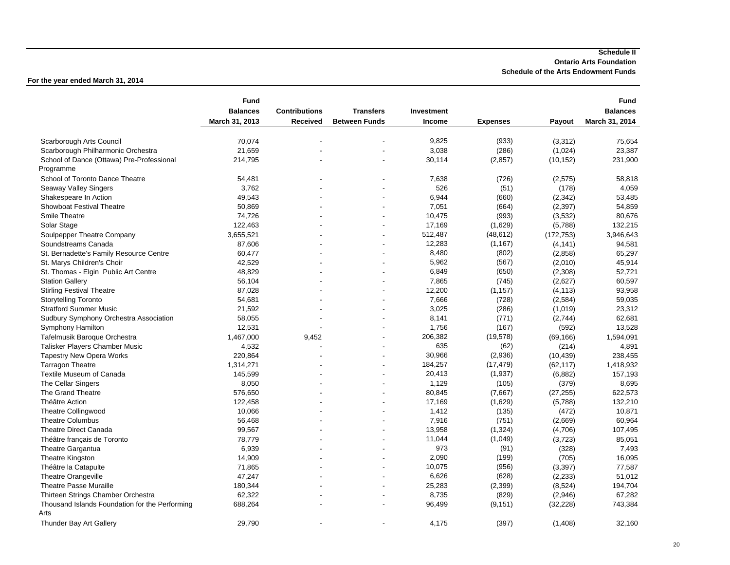**Schedule II**
**Ontario Arts Foundation**
**Schedule of the Arts Endowment Funds**

**For the year ended March 31, 2014**

| | Fund Balances March 31, 2013 | Contributions Received | Transfers Between Funds | Investment Income | Expenses | Payout | Fund Balances March 31, 2014 |
|---|---|---|---|---|---|---|---|
| Scarborough Arts Council | 70,074 | - | - | 9,825 | (933) | (3,312) | 75,654 |
| Scarborough Philharmonic Orchestra | 21,659 | - | - | 3,038 | (286) | (1,024) | 23,387 |
| School of Dance (Ottawa) Pre-Professional Programme | 214,795 | - | - | 30,114 | (2,857) | (10,152) | 231,900 |
| School of Toronto Dance Theatre | 54,481 | - | - | 7,638 | (726) | (2,575) | 58,818 |
| Seaway Valley Singers | 3,762 | - | - | 526 | (51) | (178) | 4,059 |
| Shakespeare In Action | 49,543 | - | - | 6,944 | (660) | (2,342) | 53,485 |
| Showboat Festival Theatre | 50,869 | - | - | 7,051 | (664) | (2,397) | 54,859 |
| Smile Theatre | 74,726 | - | - | 10,475 | (993) | (3,532) | 80,676 |
| Solar Stage | 122,463 | - | - | 17,169 | (1,629) | (5,788) | 132,215 |
| Soulpepper Theatre Company | 3,655,521 | - | - | 512,487 | (48,612) | (172,753) | 3,946,643 |
| Soundstreams Canada | 87,606 | - | - | 12,283 | (1,167) | (4,141) | 94,581 |
| St. Bernadette's Family Resource Centre | 60,477 | - | - | 8,480 | (802) | (2,858) | 65,297 |
| St. Marys Children's Choir | 42,529 | - | - | 5,962 | (567) | (2,010) | 45,914 |
| St. Thomas - Elgin Public Art Centre | 48,829 | - | - | 6,849 | (650) | (2,308) | 52,721 |
| Station Gallery | 56,104 | - | - | 7,865 | (745) | (2,627) | 60,597 |
| Stirling Festival Theatre | 87,028 | - | - | 12,200 | (1,157) | (4,113) | 93,958 |
| Storytelling Toronto | 54,681 | - | - | 7,666 | (728) | (2,584) | 59,035 |
| Stratford Summer Music | 21,592 | - | - | 3,025 | (286) | (1,019) | 23,312 |
| Sudbury Symphony Orchestra Association | 58,055 | - | - | 8,141 | (771) | (2,744) | 62,681 |
| Symphony Hamilton | 12,531 | - | - | 1,756 | (167) | (592) | 13,528 |
| Tafelmusik Baroque Orchestra | 1,467,000 | 9,452 | - | 206,382 | (19,578) | (69,166) | 1,594,091 |
| Talisker Players Chamber Music | 4,532 | - | - | 635 | (62) | (214) | 4,891 |
| Tapestry New Opera Works | 220,864 | - | - | 30,966 | (2,936) | (10,439) | 238,455 |
| Tarragon Theatre | 1,314,271 | - | - | 184,257 | (17,479) | (62,117) | 1,418,932 |
| Textile Museum of Canada | 145,599 | - | - | 20,413 | (1,937) | (6,882) | 157,193 |
| The Cellar Singers | 8,050 | - | - | 1,129 | (105) | (379) | 8,695 |
| The Grand Theatre | 576,650 | - | - | 80,845 | (7,667) | (27,255) | 622,573 |
| Théâtre Action | 122,458 | - | - | 17,169 | (1,629) | (5,788) | 132,210 |
| Theatre Collingwood | 10,066 | - | - | 1,412 | (135) | (472) | 10,871 |
| Theatre Columbus | 56,468 | - | - | 7,916 | (751) | (2,669) | 60,964 |
| Theatre Direct Canada | 99,567 | - | - | 13,958 | (1,324) | (4,706) | 107,495 |
| Théâtre français de Toronto | 78,779 | - | - | 11,044 | (1,049) | (3,723) | 85,051 |
| Theatre Gargantua | 6,939 | - | - | 973 | (91) | (328) | 7,493 |
| Theatre Kingston | 14,909 | - | - | 2,090 | (199) | (705) | 16,095 |
| Théâtre la Catapulte | 71,865 | - | - | 10,075 | (956) | (3,397) | 77,587 |
| Theatre Orangeville | 47,247 | - | - | 6,626 | (628) | (2,233) | 51,012 |
| Theatre Passe Muraille | 180,344 | - | - | 25,283 | (2,399) | (8,524) | 194,704 |
| Thirteen Strings Chamber Orchestra | 62,322 | - | - | 8,735 | (829) | (2,946) | 67,282 |
| Thousand Islands Foundation for the Performing Arts | 688,264 | - | - | 96,499 | (9,151) | (32,228) | 743,384 |
| Thunder Bay Art Gallery | 29,790 | - | - | 4,175 | (397) | (1,408) | 32,160 |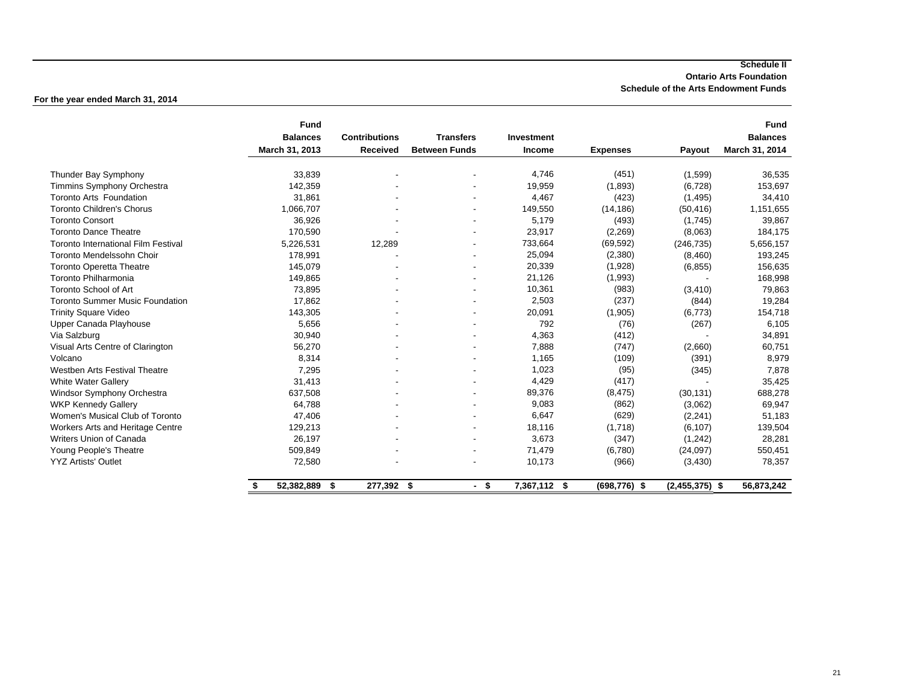**Schedule II**
**Ontario Arts Foundation**
**Schedule of the Arts Endowment Funds**

**For the year ended March 31, 2014**

| | Fund Balances March 31, 2013 | Contributions Received | Transfers Between Funds | Investment Income | Expenses | Payout | Fund Balances March 31, 2014 |
|---|---|---|---|---|---|---|---|
| Thunder Bay Symphony | 33,839 | - | - | 4,746 | (451) | (1,599) | 36,535 |
| Timmins Symphony Orchestra | 142,359 | - | - | 19,959 | (1,893) | (6,728) | 153,697 |
| Toronto Arts Foundation | 31,861 | - | - | 4,467 | (423) | (1,495) | 34,410 |
| Toronto Children's Chorus | 1,066,707 | - | - | 149,550 | (14,186) | (50,416) | 1,151,655 |
| Toronto Consort | 36,926 | - | - | 5,179 | (493) | (1,745) | 39,867 |
| Toronto Dance Theatre | 170,590 | - | - | 23,917 | (2,269) | (8,063) | 184,175 |
| Toronto International Film Festival | 5,226,531 | 12,289 | - | 733,664 | (69,592) | (246,735) | 5,656,157 |
| Toronto Mendelssohn Choir | 178,991 | - | - | 25,094 | (2,380) | (8,460) | 193,245 |
| Toronto Operetta Theatre | 145,079 | - | - | 20,339 | (1,928) | (6,855) | 156,635 |
| Toronto Philharmonia | 149,865 | - | - | 21,126 | (1,993) | - | 168,998 |
| Toronto School of Art | 73,895 | - | - | 10,361 | (983) | (3,410) | 79,863 |
| Toronto Summer Music Foundation | 17,862 | - | - | 2,503 | (237) | (844) | 19,284 |
| Trinity Square Video | 143,305 | - | - | 20,091 | (1,905) | (6,773) | 154,718 |
| Upper Canada Playhouse | 5,656 | - | - | 792 | (76) | (267) | 6,105 |
| Via Salzburg | 30,940 | - | - | 4,363 | (412) | - | 34,891 |
| Visual Arts Centre of Clarington | 56,270 | - | - | 7,888 | (747) | (2,660) | 60,751 |
| Volcano | 8,314 | - | - | 1,165 | (109) | (391) | 8,979 |
| Westben Arts Festival Theatre | 7,295 | - | - | 1,023 | (95) | (345) | 7,878 |
| White Water Gallery | 31,413 | - | - | 4,429 | (417) | - | 35,425 |
| Windsor Symphony Orchestra | 637,508 | - | - | 89,376 | (8,475) | (30,131) | 688,278 |
| WKP Kennedy Gallery | 64,788 | - | - | 9,083 | (862) | (3,062) | 69,947 |
| Women's Musical Club of Toronto | 47,406 | - | - | 6,647 | (629) | (2,241) | 51,183 |
| Workers Arts and Heritage Centre | 129,213 | - | - | 18,116 | (1,718) | (6,107) | 139,504 |
| Writers Union of Canada | 26,197 | - | - | 3,673 | (347) | (1,242) | 28,281 |
| Young People's Theatre | 509,849 | - | - | 71,479 | (6,780) | (24,097) | 550,451 |
| YYZ Artists' Outlet | 72,580 | - | - | 10,173 | (966) | (3,430) | 78,357 |
| | **$ 52,382,889** | **$ 277,392** | **$ -** | **$ 7,367,112** | **$ (698,776)** | **$ (2,455,375)** | **$ 56,873,242** |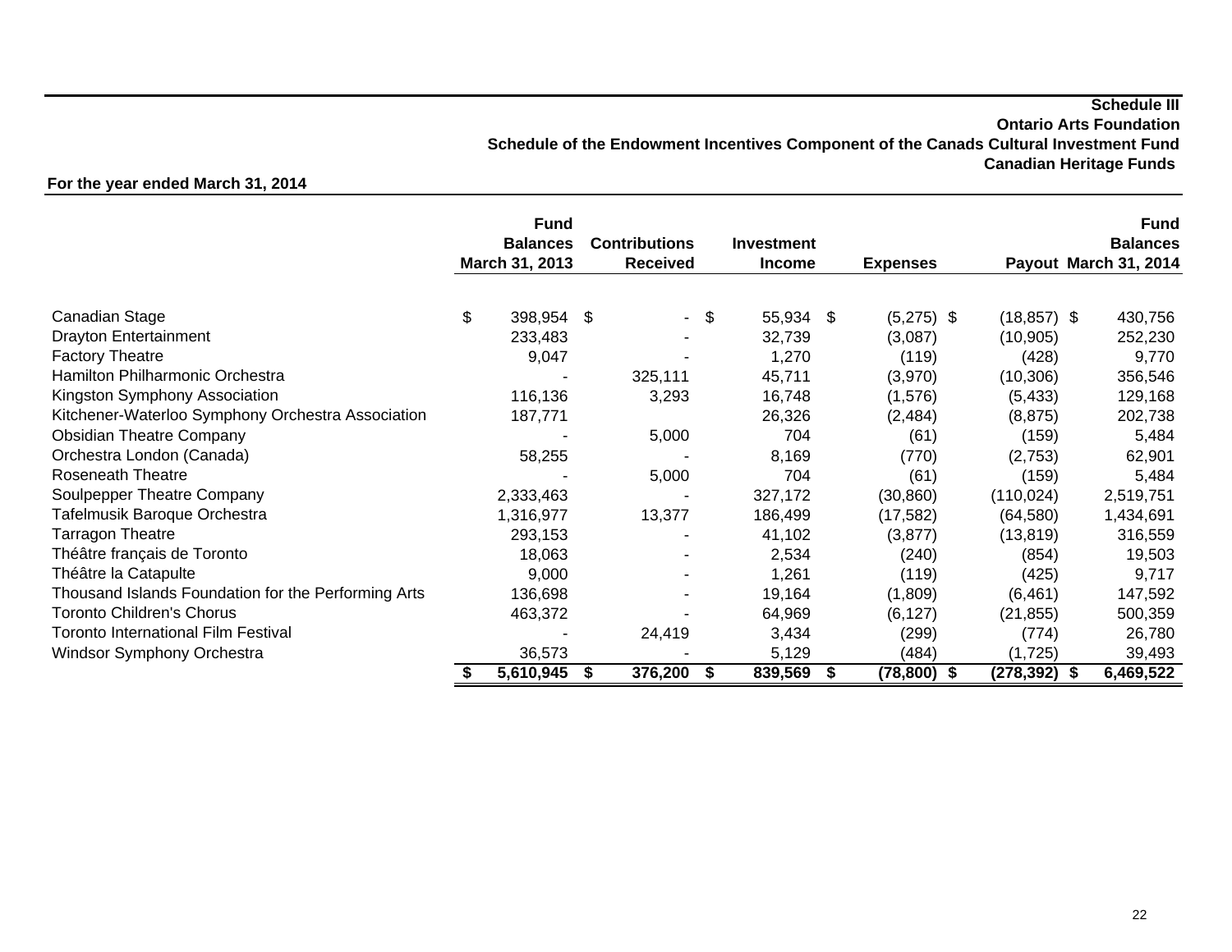**Schedule III**
**Ontario Arts Foundation**
**Schedule of the Endowment Incentives Component of the Canads Cultural Investment Fund**
**Canadian Heritage Funds**

**For the year ended March 31, 2014**

| | Fund Balances March 31, 2013 | Contributions Received | Investment Income | Expenses | Payout | Fund Balances March 31, 2014 |
|---|---|---|---|---|---|---|
| Canadian Stage | $ 398,954 | $ - | $ 55,934 | $ (5,275) | $ (18,857) | $ 430,756 |
| Drayton Entertainment | 233,483 | - | 32,739 | (3,087) | (10,905) | 252,230 |
| Factory Theatre | 9,047 | - | 1,270 | (119) | (428) | 9,770 |
| Hamilton Philharmonic Orchestra | - | 325,111 | 45,711 | (3,970) | (10,306) | 356,546 |
| Kingston Symphony Association | 116,136 | 3,293 | 16,748 | (1,576) | (5,433) | 129,168 |
| Kitchener-Waterloo Symphony Orchestra Association | 187,771 | | 26,326 | (2,484) | (8,875) | 202,738 |
| Obsidian Theatre Company | - | 5,000 | 704 | (61) | (159) | 5,484 |
| Orchestra London (Canada) | 58,255 | - | 8,169 | (770) | (2,753) | 62,901 |
| Roseneath Theatre | - | 5,000 | 704 | (61) | (159) | 5,484 |
| Soulpepper Theatre Company | 2,333,463 | - | 327,172 | (30,860) | (110,024) | 2,519,751 |
| Tafelmusik Baroque Orchestra | 1,316,977 | 13,377 | 186,499 | (17,582) | (64,580) | 1,434,691 |
| Tarragon Theatre | 293,153 | - | 41,102 | (3,877) | (13,819) | 316,559 |
| Théâtre français de Toronto | 18,063 | - | 2,534 | (240) | (854) | 19,503 |
| Théâtre la Catapulte | 9,000 | - | 1,261 | (119) | (425) | 9,717 |
| Thousand Islands Foundation for the Performing Arts | 136,698 | - | 19,164 | (1,809) | (6,461) | 147,592 |
| Toronto Children's Chorus | 463,372 | - | 64,969 | (6,127) | (21,855) | 500,359 |
| Toronto International Film Festival | - | 24,419 | 3,434 | (299) | (774) | 26,780 |
| Windsor Symphony Orchestra | 36,573 | - | 5,129 | (484) | (1,725) | 39,493 |
| | **$ 5,610,945** | **$ 376,200** | **$ 839,569** | **$ (78,800)** | **$ (278,392)** | **$ 6,469,522** |